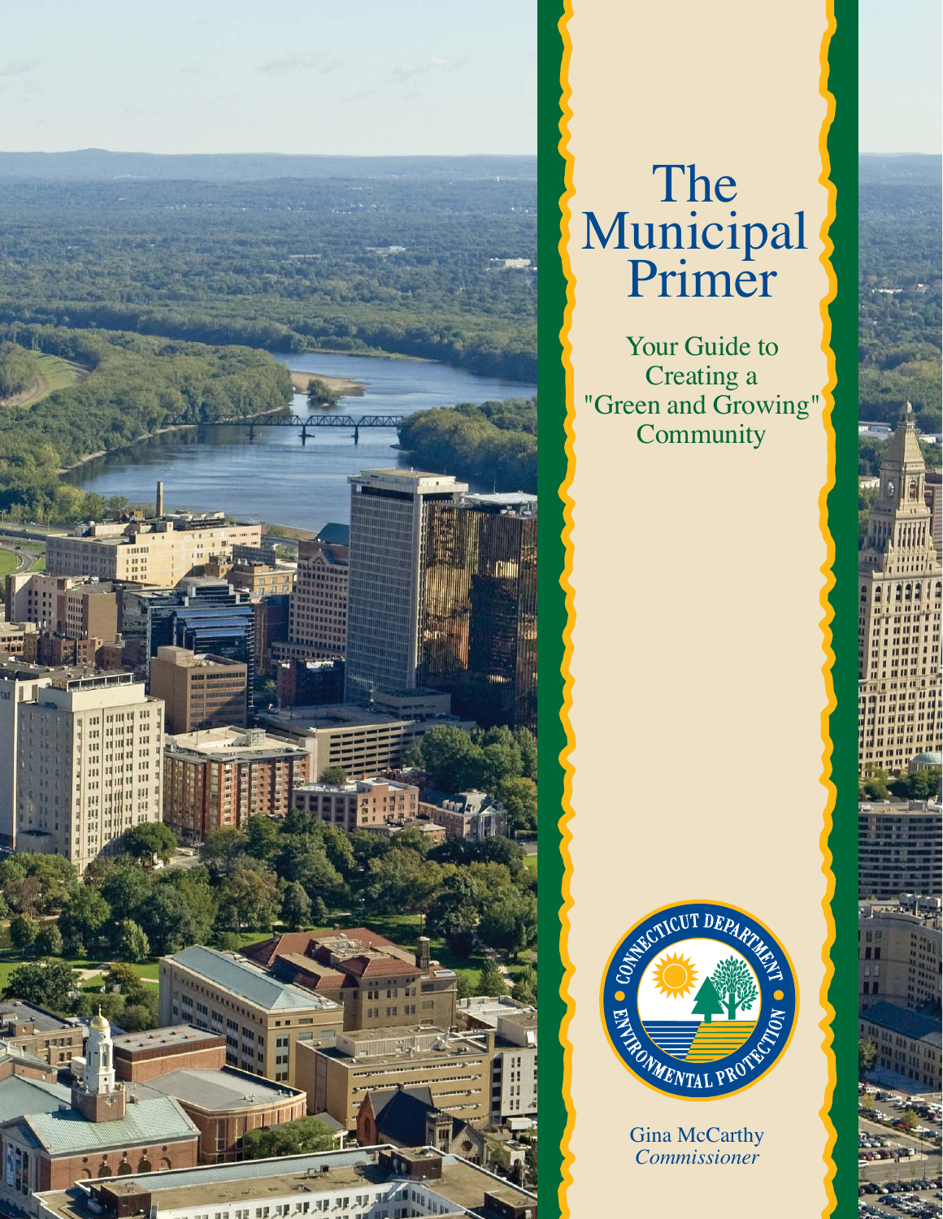# The Municipal Primer

## Your Guide to Creating a "Green and Growing" Community

CONNECTICUT DEPARTMENT • ENVIRONMENTAL PROTECTION

Gina McCarthy
*Commissioner*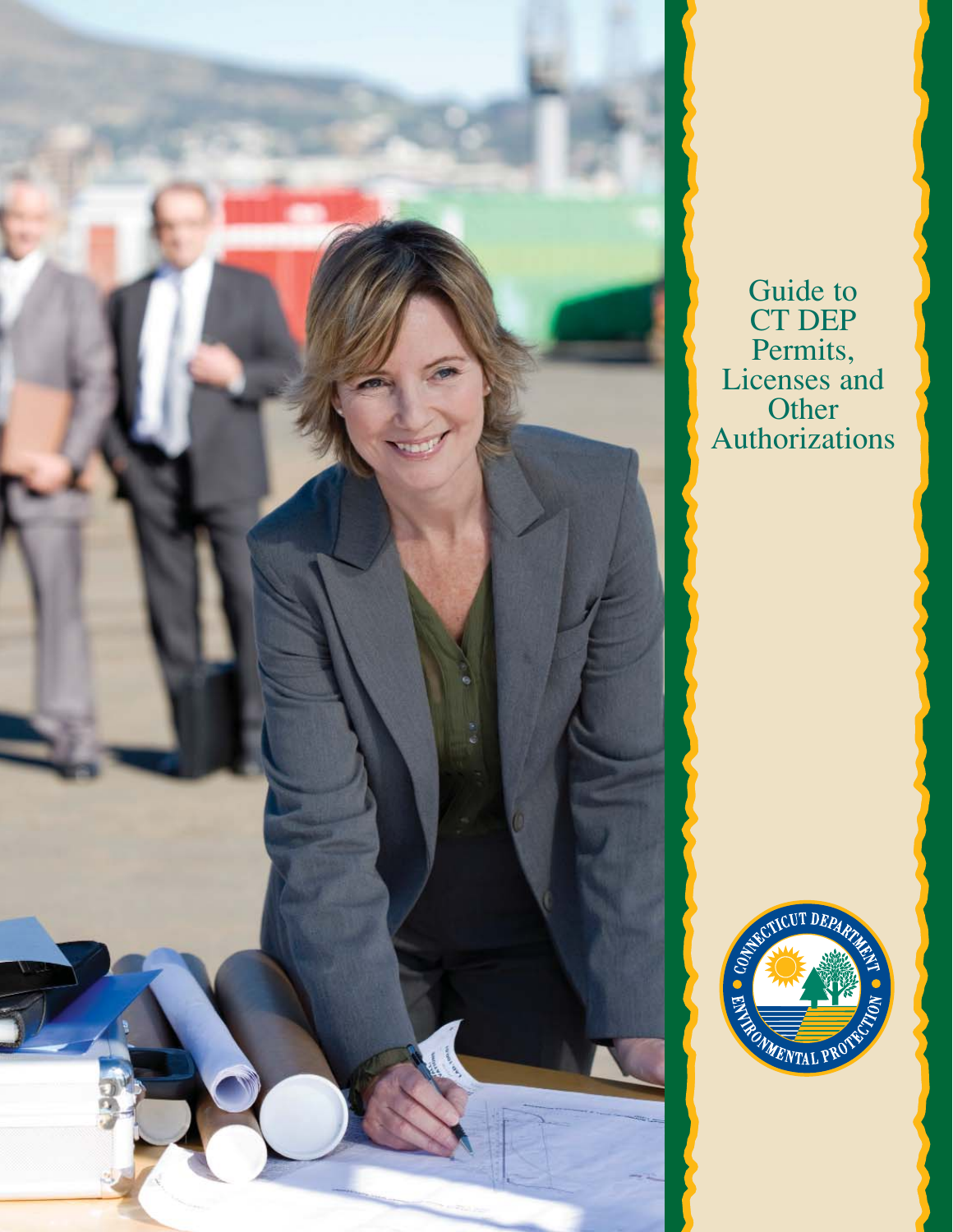# Guide to CT DEP Permits, Licenses and Other Authorizations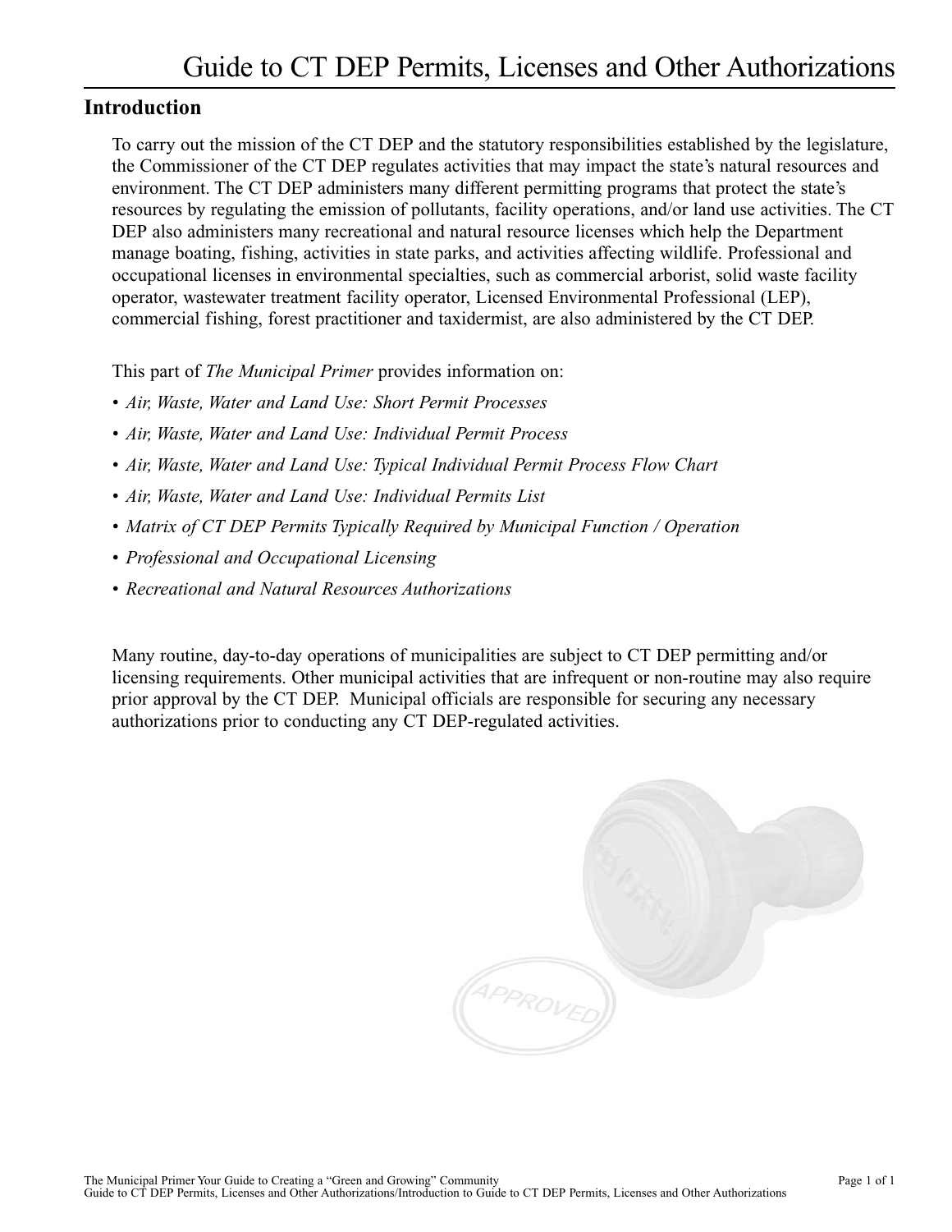# Guide to CT DEP Permits, Licenses and Other Authorizations

## Introduction

To carry out the mission of the CT DEP and the statutory responsibilities established by the legislature, the Commissioner of the CT DEP regulates activities that may impact the state's natural resources and environment. The CT DEP administers many different permitting programs that protect the state's resources by regulating the emission of pollutants, facility operations, and/or land use activities. The CT DEP also administers many recreational and natural resource licenses which help the Department manage boating, fishing, activities in state parks, and activities affecting wildlife. Professional and occupational licenses in environmental specialties, such as commercial arborist, solid waste facility operator, wastewater treatment facility operator, Licensed Environmental Professional (LEP), commercial fishing, forest practitioner and taxidermist, are also administered by the CT DEP.

This part of *The Municipal Primer* provides information on:

- *Air, Waste, Water and Land Use: Short Permit Processes*
- *Air, Waste, Water and Land Use: Individual Permit Process*
- *Air, Waste, Water and Land Use: Typical Individual Permit Process Flow Chart*
- *Air, Waste, Water and Land Use: Individual Permits List*
- *Matrix of CT DEP Permits Typically Required by Municipal Function / Operation*
- *Professional and Occupational Licensing*
- *Recreational and Natural Resources Authorizations*

Many routine, day-to-day operations of municipalities are subject to CT DEP permitting and/or licensing requirements. Other municipal activities that are infrequent or non-routine may also require prior approval by the CT DEP. Municipal officials are responsible for securing any necessary authorizations prior to conducting any CT DEP-regulated activities.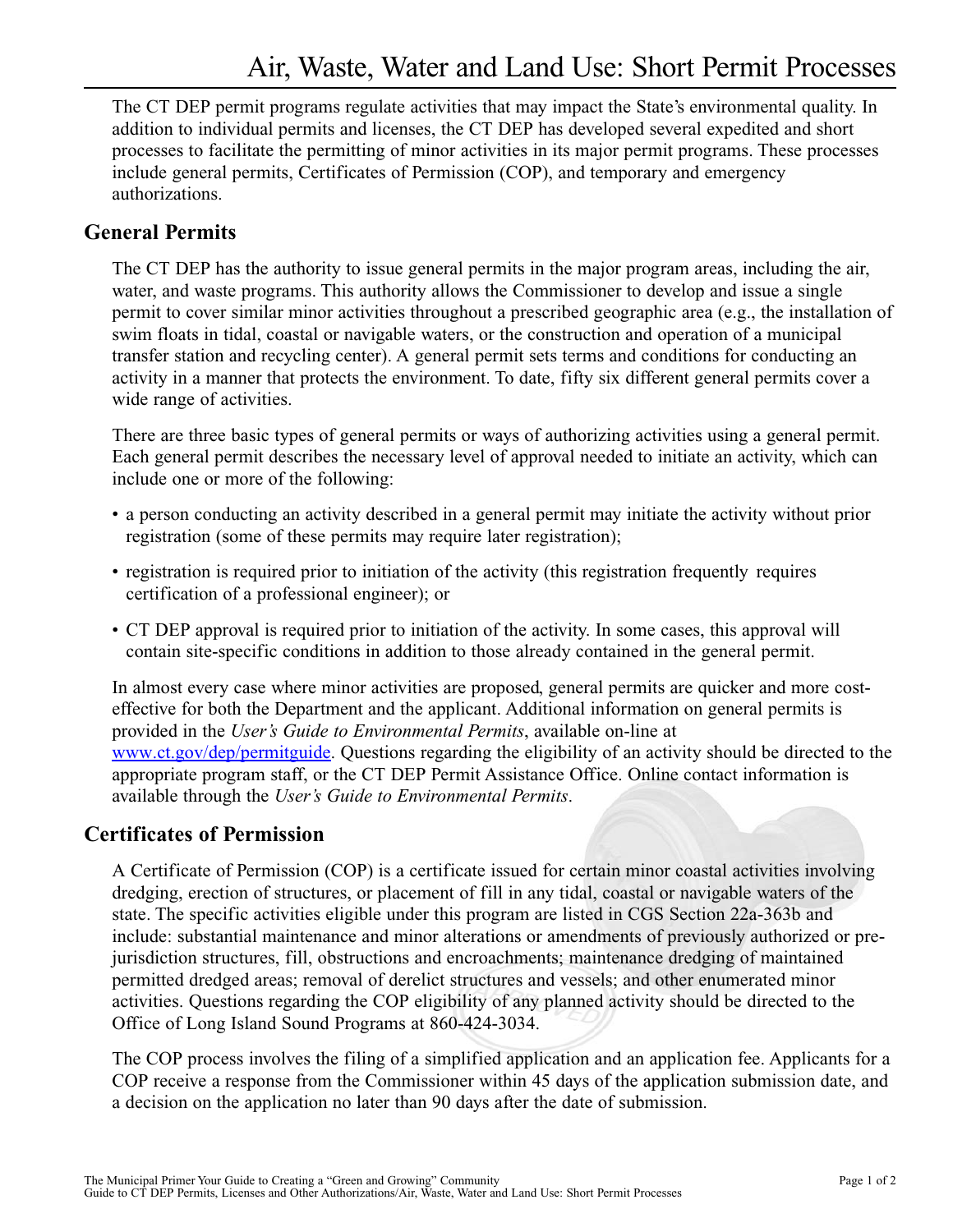# Air, Waste, Water and Land Use: Short Permit Processes

The CT DEP permit programs regulate activities that may impact the State's environmental quality. In addition to individual permits and licenses, the CT DEP has developed several expedited and short processes to facilitate the permitting of minor activities in its major permit programs. These processes include general permits, Certificates of Permission (COP), and temporary and emergency authorizations.

## General Permits

The CT DEP has the authority to issue general permits in the major program areas, including the air, water, and waste programs. This authority allows the Commissioner to develop and issue a single permit to cover similar minor activities throughout a prescribed geographic area (e.g., the installation of swim floats in tidal, coastal or navigable waters, or the construction and operation of a municipal transfer station and recycling center). A general permit sets terms and conditions for conducting an activity in a manner that protects the environment. To date, fifty six different general permits cover a wide range of activities.

There are three basic types of general permits or ways of authorizing activities using a general permit. Each general permit describes the necessary level of approval needed to initiate an activity, which can include one or more of the following:

- a person conducting an activity described in a general permit may initiate the activity without prior registration (some of these permits may require later registration);
- registration is required prior to initiation of the activity (this registration frequently requires certification of a professional engineer); or
- CT DEP approval is required prior to initiation of the activity. In some cases, this approval will contain site-specific conditions in addition to those already contained in the general permit.

In almost every case where minor activities are proposed, general permits are quicker and more cost-effective for both the Department and the applicant. Additional information on general permits is provided in the *User's Guide to Environmental Permits*, available on-line at www.ct.gov/dep/permitguide. Questions regarding the eligibility of an activity should be directed to the appropriate program staff, or the CT DEP Permit Assistance Office. Online contact information is available through the *User's Guide to Environmental Permits*.

## Certificates of Permission

A Certificate of Permission (COP) is a certificate issued for certain minor coastal activities involving dredging, erection of structures, or placement of fill in any tidal, coastal or navigable waters of the state. The specific activities eligible under this program are listed in CGS Section 22a-363b and include: substantial maintenance and minor alterations or amendments of previously authorized or pre-jurisdiction structures, fill, obstructions and encroachments; maintenance dredging of maintained permitted dredged areas; removal of derelict structures and vessels; and other enumerated minor activities. Questions regarding the COP eligibility of any planned activity should be directed to the Office of Long Island Sound Programs at 860-424-3034.

The COP process involves the filing of a simplified application and an application fee. Applicants for a COP receive a response from the Commissioner within 45 days of the application submission date, and a decision on the application no later than 90 days after the date of submission.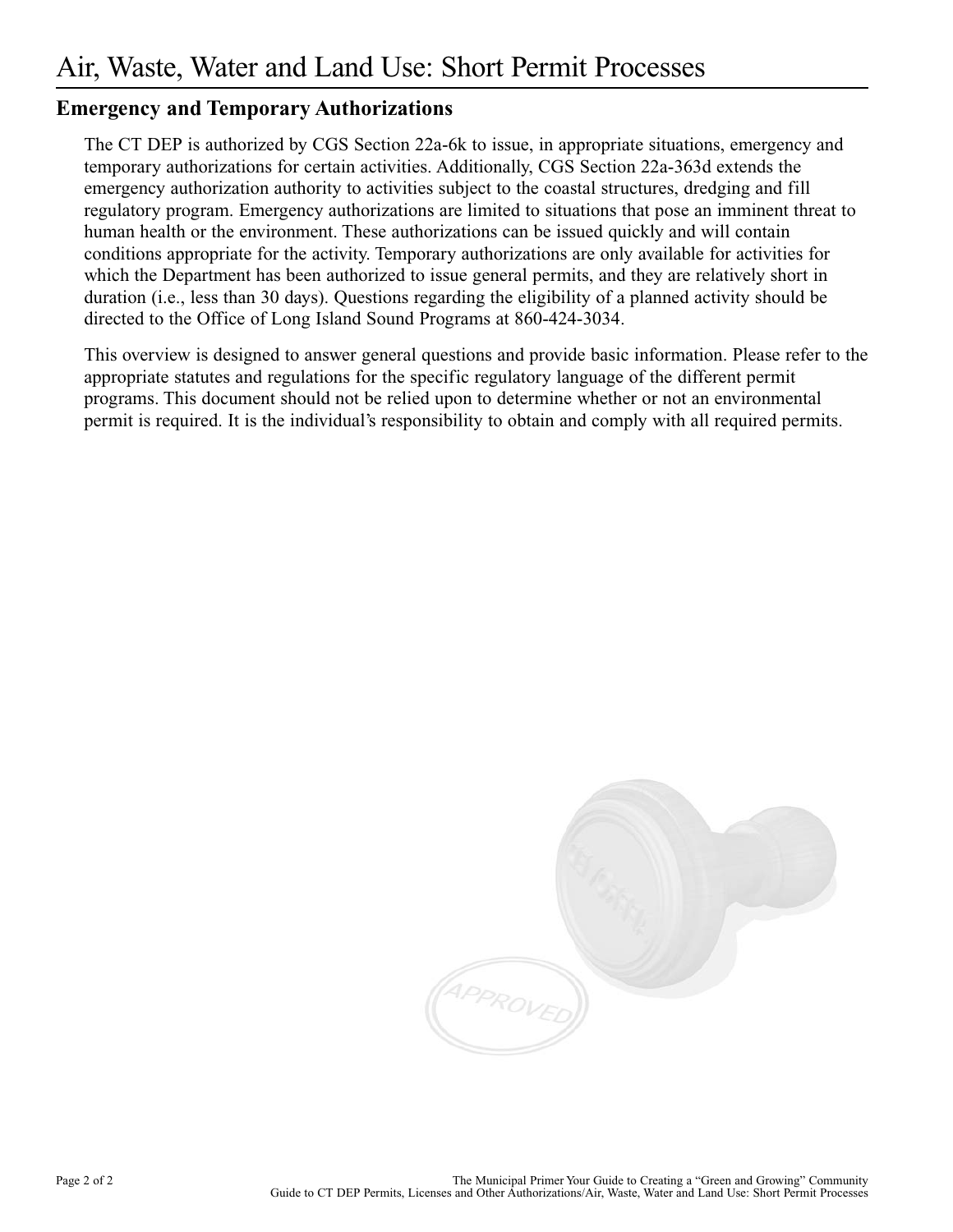# Air, Waste, Water and Land Use: Short Permit Processes

## Emergency and Temporary Authorizations

The CT DEP is authorized by CGS Section 22a-6k to issue, in appropriate situations, emergency and temporary authorizations for certain activities. Additionally, CGS Section 22a-363d extends the emergency authorization authority to activities subject to the coastal structures, dredging and fill regulatory program. Emergency authorizations are limited to situations that pose an imminent threat to human health or the environment. These authorizations can be issued quickly and will contain conditions appropriate for the activity. Temporary authorizations are only available for activities for which the Department has been authorized to issue general permits, and they are relatively short in duration (i.e., less than 30 days). Questions regarding the eligibility of a planned activity should be directed to the Office of Long Island Sound Programs at 860-424-3034.

This overview is designed to answer general questions and provide basic information. Please refer to the appropriate statutes and regulations for the specific regulatory language of the different permit programs. This document should not be relied upon to determine whether or not an environmental permit is required. It is the individual's responsibility to obtain and comply with all required permits.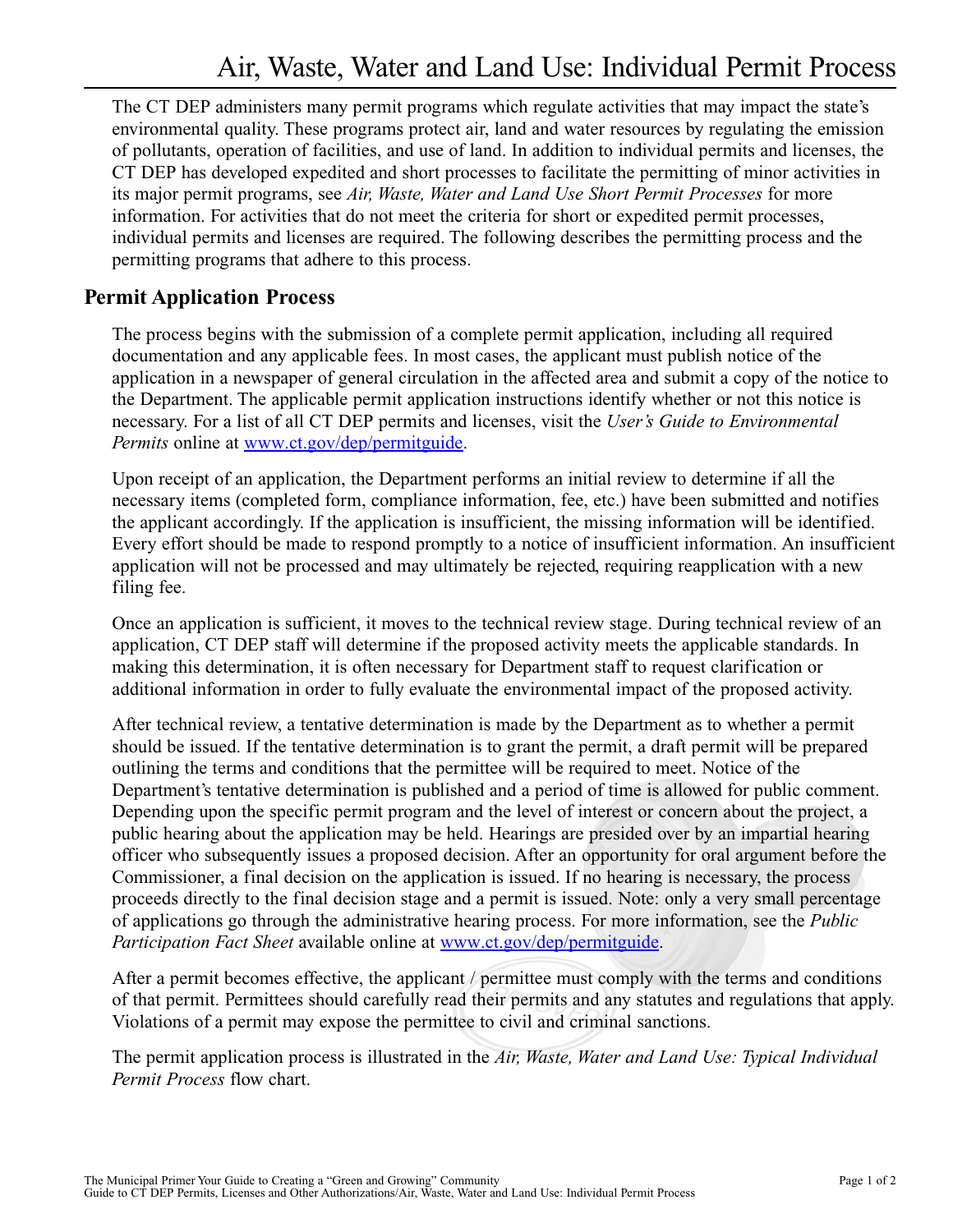# Air, Waste, Water and Land Use: Individual Permit Process

The CT DEP administers many permit programs which regulate activities that may impact the state's environmental quality. These programs protect air, land and water resources by regulating the emission of pollutants, operation of facilities, and use of land. In addition to individual permits and licenses, the CT DEP has developed expedited and short processes to facilitate the permitting of minor activities in its major permit programs, see *Air, Waste, Water and Land Use Short Permit Processes* for more information. For activities that do not meet the criteria for short or expedited permit processes, individual permits and licenses are required. The following describes the permitting process and the permitting programs that adhere to this process.

## Permit Application Process

The process begins with the submission of a complete permit application, including all required documentation and any applicable fees. In most cases, the applicant must publish notice of the application in a newspaper of general circulation in the affected area and submit a copy of the notice to the Department. The applicable permit application instructions identify whether or not this notice is necessary. For a list of all CT DEP permits and licenses, visit the *User's Guide to Environmental Permits* online at www.ct.gov/dep/permitguide.

Upon receipt of an application, the Department performs an initial review to determine if all the necessary items (completed form, compliance information, fee, etc.) have been submitted and notifies the applicant accordingly. If the application is insufficient, the missing information will be identified. Every effort should be made to respond promptly to a notice of insufficient information. An insufficient application will not be processed and may ultimately be rejected, requiring reapplication with a new filing fee.

Once an application is sufficient, it moves to the technical review stage. During technical review of an application, CT DEP staff will determine if the proposed activity meets the applicable standards. In making this determination, it is often necessary for Department staff to request clarification or additional information in order to fully evaluate the environmental impact of the proposed activity.

After technical review, a tentative determination is made by the Department as to whether a permit should be issued. If the tentative determination is to grant the permit, a draft permit will be prepared outlining the terms and conditions that the permittee will be required to meet. Notice of the Department's tentative determination is published and a period of time is allowed for public comment. Depending upon the specific permit program and the level of interest or concern about the project, a public hearing about the application may be held. Hearings are presided over by an impartial hearing officer who subsequently issues a proposed decision. After an opportunity for oral argument before the Commissioner, a final decision on the application is issued. If no hearing is necessary, the process proceeds directly to the final decision stage and a permit is issued. Note: only a very small percentage of applications go through the administrative hearing process. For more information, see the *Public Participation Fact Sheet* available online at www.ct.gov/dep/permitguide.

After a permit becomes effective, the applicant / permittee must comply with the terms and conditions of that permit. Permittees should carefully read their permits and any statutes and regulations that apply. Violations of a permit may expose the permittee to civil and criminal sanctions.

The permit application process is illustrated in the *Air, Waste, Water and Land Use: Typical Individual Permit Process* flow chart.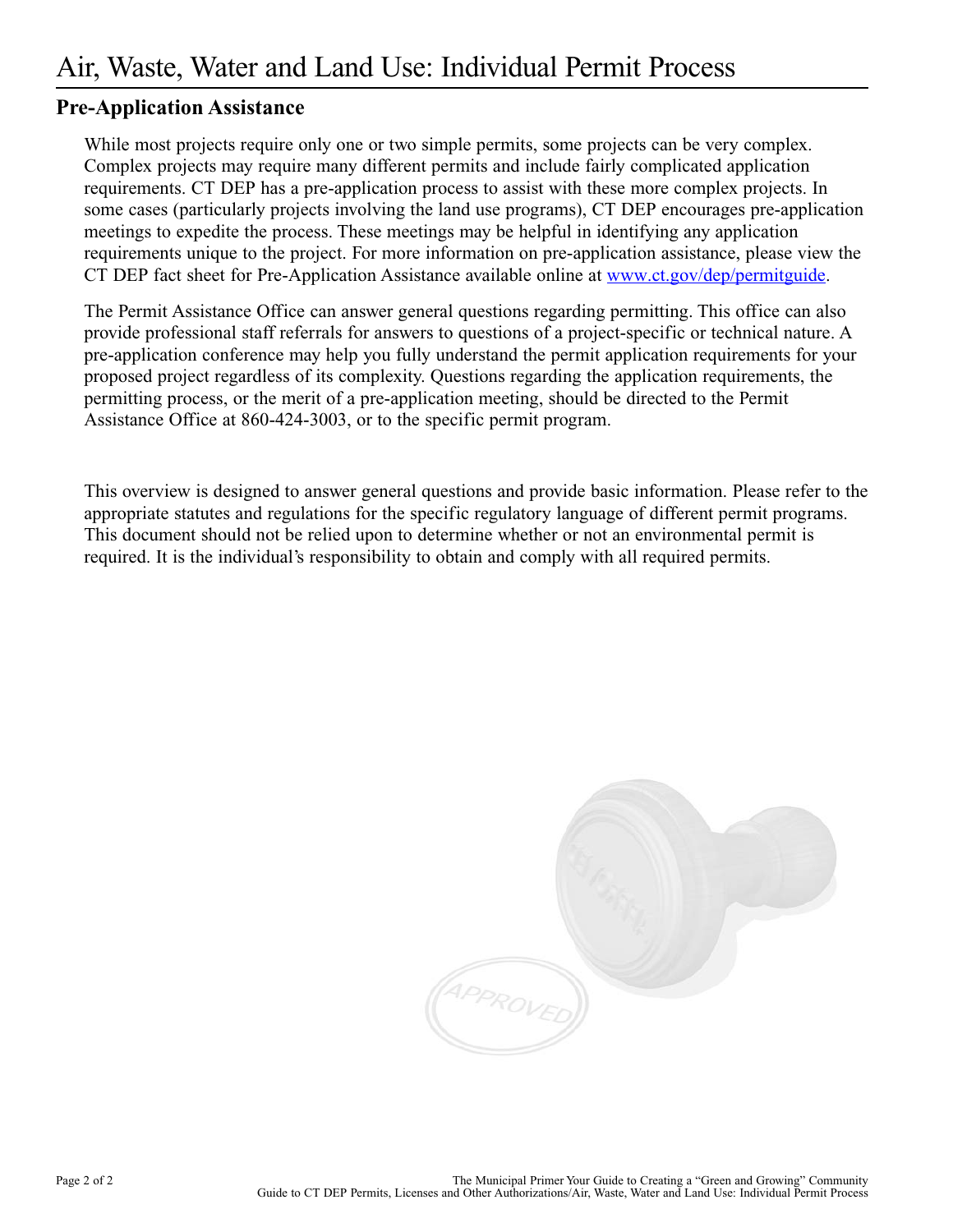# Air, Waste, Water and Land Use: Individual Permit Process

## Pre-Application Assistance

While most projects require only one or two simple permits, some projects can be very complex. Complex projects may require many different permits and include fairly complicated application requirements. CT DEP has a pre-application process to assist with these more complex projects. In some cases (particularly projects involving the land use programs), CT DEP encourages pre-application meetings to expedite the process. These meetings may be helpful in identifying any application requirements unique to the project. For more information on pre-application assistance, please view the CT DEP fact sheet for Pre-Application Assistance available online at www.ct.gov/dep/permitguide.

The Permit Assistance Office can answer general questions regarding permitting. This office can also provide professional staff referrals for answers to questions of a project-specific or technical nature. A pre-application conference may help you fully understand the permit application requirements for your proposed project regardless of its complexity. Questions regarding the application requirements, the permitting process, or the merit of a pre-application meeting, should be directed to the Permit Assistance Office at 860-424-3003, or to the specific permit program.

This overview is designed to answer general questions and provide basic information. Please refer to the appropriate statutes and regulations for the specific regulatory language of different permit programs. This document should not be relied upon to determine whether or not an environmental permit is required. It is the individual's responsibility to obtain and comply with all required permits.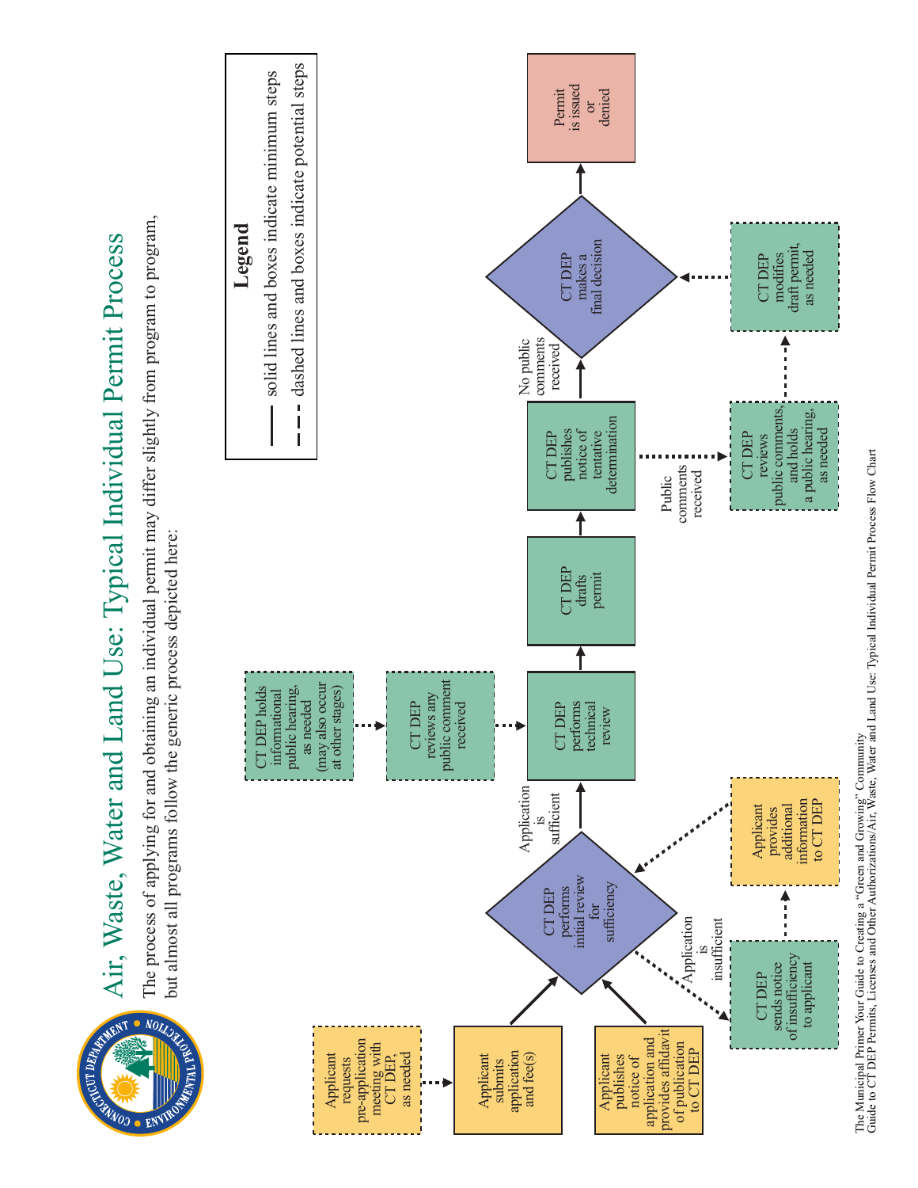# Air, Waste, Water and Land Use: Typical Individual Permit Process

The process of applying for and obtaining an individual permit may differ slightly from program to program, but almost all programs follow the generic process depicted here:

**Legend**

- solid lines and boxes indicate minimum steps
- dashed lines and boxes indicate potential steps

Applicant requests pre-application meeting with CT DEP, as needed

Applicant submits application and fee(s)

Applicant publishes notice of application and provides affidavit of publication to CT DEP

CT DEP performs initial review for sufficiency

Application is insufficient

CT DEP sends notice of insufficiency to applicant

Applicant provides additional information to CT DEP

Application is sufficient

CT DEP holds informational public hearing, as needed (may also occur at other stages)

CT DEP reviews any public comment received

CT DEP performs technical review

CT DEP drafts permit

CT DEP publishes notice of tentative determination

Public comments received

CT DEP reviews public comments, and holds a public hearing, as needed

CT DEP modifies draft permit, as needed

No public comments received

CT DEP makes a final decision

Permit is issued or denied

The Municipal Primer Your Guide to Creating a "Green and Growing" Community
Guide to CT DEP Permits, Licenses and Other Authorizations/Air, Waste, Water and Land Use: Typical Individual Permit Process Flow Chart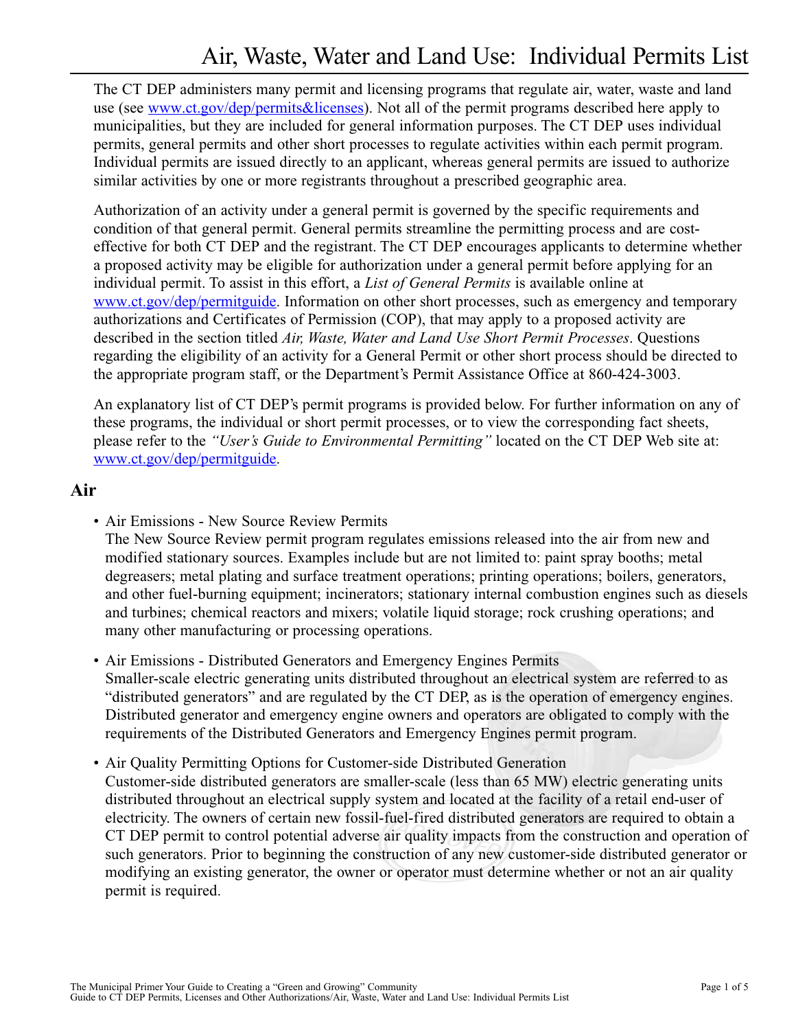# Air, Waste, Water and Land Use: Individual Permits List

The CT DEP administers many permit and licensing programs that regulate air, water, waste and land use (see [www.ct.gov/dep/permits&licenses](www.ct.gov/dep/permits&licenses)). Not all of the permit programs described here apply to municipalities, but they are included for general information purposes. The CT DEP uses individual permits, general permits and other short processes to regulate activities within each permit program. Individual permits are issued directly to an applicant, whereas general permits are issued to authorize similar activities by one or more registrants throughout a prescribed geographic area.

Authorization of an activity under a general permit is governed by the specific requirements and condition of that general permit. General permits streamline the permitting process and are cost-effective for both CT DEP and the registrant. The CT DEP encourages applicants to determine whether a proposed activity may be eligible for authorization under a general permit before applying for an individual permit. To assist in this effort, a *List of General Permits* is available online at [www.ct.gov/dep/permitguide](www.ct.gov/dep/permitguide). Information on other short processes, such as emergency and temporary authorizations and Certificates of Permission (COP), that may apply to a proposed activity are described in the section titled *Air, Waste, Water and Land Use Short Permit Processes*. Questions regarding the eligibility of an activity for a General Permit or other short process should be directed to the appropriate program staff, or the Department's Permit Assistance Office at 860-424-3003.

An explanatory list of CT DEP's permit programs is provided below. For further information on any of these programs, the individual or short permit processes, or to view the corresponding fact sheets, please refer to the *"User's Guide to Environmental Permitting"* located on the CT DEP Web site at: [www.ct.gov/dep/permitguide](www.ct.gov/dep/permitguide).

## Air

- Air Emissions - New Source Review Permits
  The New Source Review permit program regulates emissions released into the air from new and modified stationary sources. Examples include but are not limited to: paint spray booths; metal degreasers; metal plating and surface treatment operations; printing operations; boilers, generators, and other fuel-burning equipment; incinerators; stationary internal combustion engines such as diesels and turbines; chemical reactors and mixers; volatile liquid storage; rock crushing operations; and many other manufacturing or processing operations.

- Air Emissions - Distributed Generators and Emergency Engines Permits
  Smaller-scale electric generating units distributed throughout an electrical system are referred to as "distributed generators" and are regulated by the CT DEP, as is the operation of emergency engines. Distributed generator and emergency engine owners and operators are obligated to comply with the requirements of the Distributed Generators and Emergency Engines permit program.

- Air Quality Permitting Options for Customer-side Distributed Generation
  Customer-side distributed generators are smaller-scale (less than 65 MW) electric generating units distributed throughout an electrical supply system and located at the facility of a retail end-user of electricity. The owners of certain new fossil-fuel-fired distributed generators are required to obtain a CT DEP permit to control potential adverse air quality impacts from the construction and operation of such generators. Prior to beginning the construction of any new customer-side distributed generator or modifying an existing generator, the owner or operator must determine whether or not an air quality permit is required.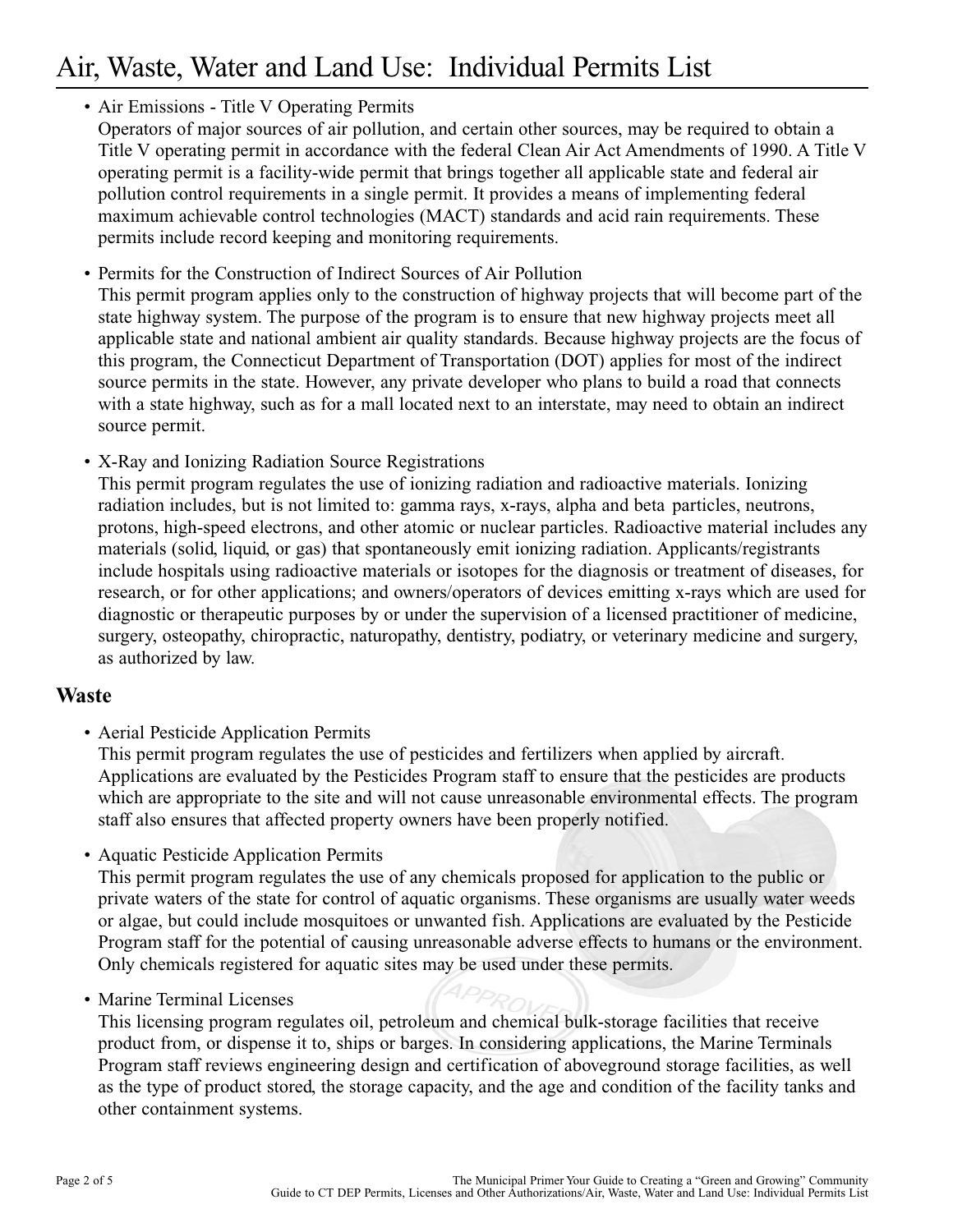# Air, Waste, Water and Land Use: Individual Permits List

- Air Emissions - Title V Operating Permits
  Operators of major sources of air pollution, and certain other sources, may be required to obtain a Title V operating permit in accordance with the federal Clean Air Act Amendments of 1990. A Title V operating permit is a facility-wide permit that brings together all applicable state and federal air pollution control requirements in a single permit. It provides a means of implementing federal maximum achievable control technologies (MACT) standards and acid rain requirements. These permits include record keeping and monitoring requirements.

- Permits for the Construction of Indirect Sources of Air Pollution
  This permit program applies only to the construction of highway projects that will become part of the state highway system. The purpose of the program is to ensure that new highway projects meet all applicable state and national ambient air quality standards. Because highway projects are the focus of this program, the Connecticut Department of Transportation (DOT) applies for most of the indirect source permits in the state. However, any private developer who plans to build a road that connects with a state highway, such as for a mall located next to an interstate, may need to obtain an indirect source permit.

- X-Ray and Ionizing Radiation Source Registrations
  This permit program regulates the use of ionizing radiation and radioactive materials. Ionizing radiation includes, but is not limited to: gamma rays, x-rays, alpha and beta particles, neutrons, protons, high-speed electrons, and other atomic or nuclear particles. Radioactive material includes any materials (solid, liquid, or gas) that spontaneously emit ionizing radiation. Applicants/registrants include hospitals using radioactive materials or isotopes for the diagnosis or treatment of diseases, for research, or for other applications; and owners/operators of devices emitting x-rays which are used for diagnostic or therapeutic purposes by or under the supervision of a licensed practitioner of medicine, surgery, osteopathy, chiropractic, naturopathy, dentistry, podiatry, or veterinary medicine and surgery, as authorized by law.

## Waste

- Aerial Pesticide Application Permits
  This permit program regulates the use of pesticides and fertilizers when applied by aircraft. Applications are evaluated by the Pesticides Program staff to ensure that the pesticides are products which are appropriate to the site and will not cause unreasonable environmental effects. The program staff also ensures that affected property owners have been properly notified.

- Aquatic Pesticide Application Permits
  This permit program regulates the use of any chemicals proposed for application to the public or private waters of the state for control of aquatic organisms. These organisms are usually water weeds or algae, but could include mosquitoes or unwanted fish. Applications are evaluated by the Pesticide Program staff for the potential of causing unreasonable adverse effects to humans or the environment. Only chemicals registered for aquatic sites may be used under these permits.

- Marine Terminal Licenses
  This licensing program regulates oil, petroleum and chemical bulk-storage facilities that receive product from, or dispense it to, ships or barges. In considering applications, the Marine Terminals Program staff reviews engineering design and certification of aboveground storage facilities, as well as the type of product stored, the storage capacity, and the age and condition of the facility tanks and other containment systems.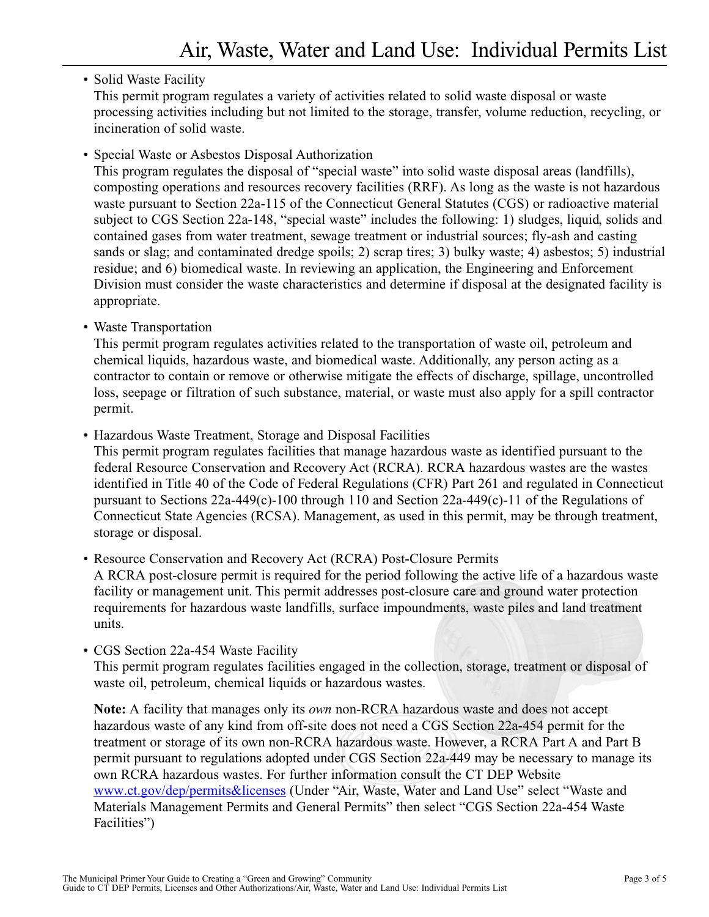# Air, Waste, Water and Land Use: Individual Permits List

- Solid Waste Facility
  This permit program regulates a variety of activities related to solid waste disposal or waste processing activities including but not limited to the storage, transfer, volume reduction, recycling, or incineration of solid waste.

- Special Waste or Asbestos Disposal Authorization
  This program regulates the disposal of "special waste" into solid waste disposal areas (landfills), composting operations and resources recovery facilities (RRF). As long as the waste is not hazardous waste pursuant to Section 22a-115 of the Connecticut General Statutes (CGS) or radioactive material subject to CGS Section 22a-148, "special waste" includes the following: 1) sludges, liquid, solids and contained gases from water treatment, sewage treatment or industrial sources; fly-ash and casting sands or slag; and contaminated dredge spoils; 2) scrap tires; 3) bulky waste; 4) asbestos; 5) industrial residue; and 6) biomedical waste. In reviewing an application, the Engineering and Enforcement Division must consider the waste characteristics and determine if disposal at the designated facility is appropriate.

- Waste Transportation
  This permit program regulates activities related to the transportation of waste oil, petroleum and chemical liquids, hazardous waste, and biomedical waste. Additionally, any person acting as a contractor to contain or remove or otherwise mitigate the effects of discharge, spillage, uncontrolled loss, seepage or filtration of such substance, material, or waste must also apply for a spill contractor permit.

- Hazardous Waste Treatment, Storage and Disposal Facilities
  This permit program regulates facilities that manage hazardous waste as identified pursuant to the federal Resource Conservation and Recovery Act (RCRA). RCRA hazardous wastes are the wastes identified in Title 40 of the Code of Federal Regulations (CFR) Part 261 and regulated in Connecticut pursuant to Sections 22a-449(c)-100 through 110 and Section 22a-449(c)-11 of the Regulations of Connecticut State Agencies (RCSA). Management, as used in this permit, may be through treatment, storage or disposal.

- Resource Conservation and Recovery Act (RCRA) Post-Closure Permits
  A RCRA post-closure permit is required for the period following the active life of a hazardous waste facility or management unit. This permit addresses post-closure care and ground water protection requirements for hazardous waste landfills, surface impoundments, waste piles and land treatment units.

- CGS Section 22a-454 Waste Facility
  This permit program regulates facilities engaged in the collection, storage, treatment or disposal of waste oil, petroleum, chemical liquids or hazardous wastes.

  **Note:** A facility that manages only its *own* non-RCRA hazardous waste and does not accept hazardous waste of any kind from off-site does not need a CGS Section 22a-454 permit for the treatment or storage of its own non-RCRA hazardous waste. However, a RCRA Part A and Part B permit pursuant to regulations adopted under CGS Section 22a-449 may be necessary to manage its own RCRA hazardous wastes. For further information consult the CT DEP Website www.ct.gov/dep/permits&licenses (Under "Air, Waste, Water and Land Use" select "Waste and Materials Management Permits and General Permits" then select "CGS Section 22a-454 Waste Facilities")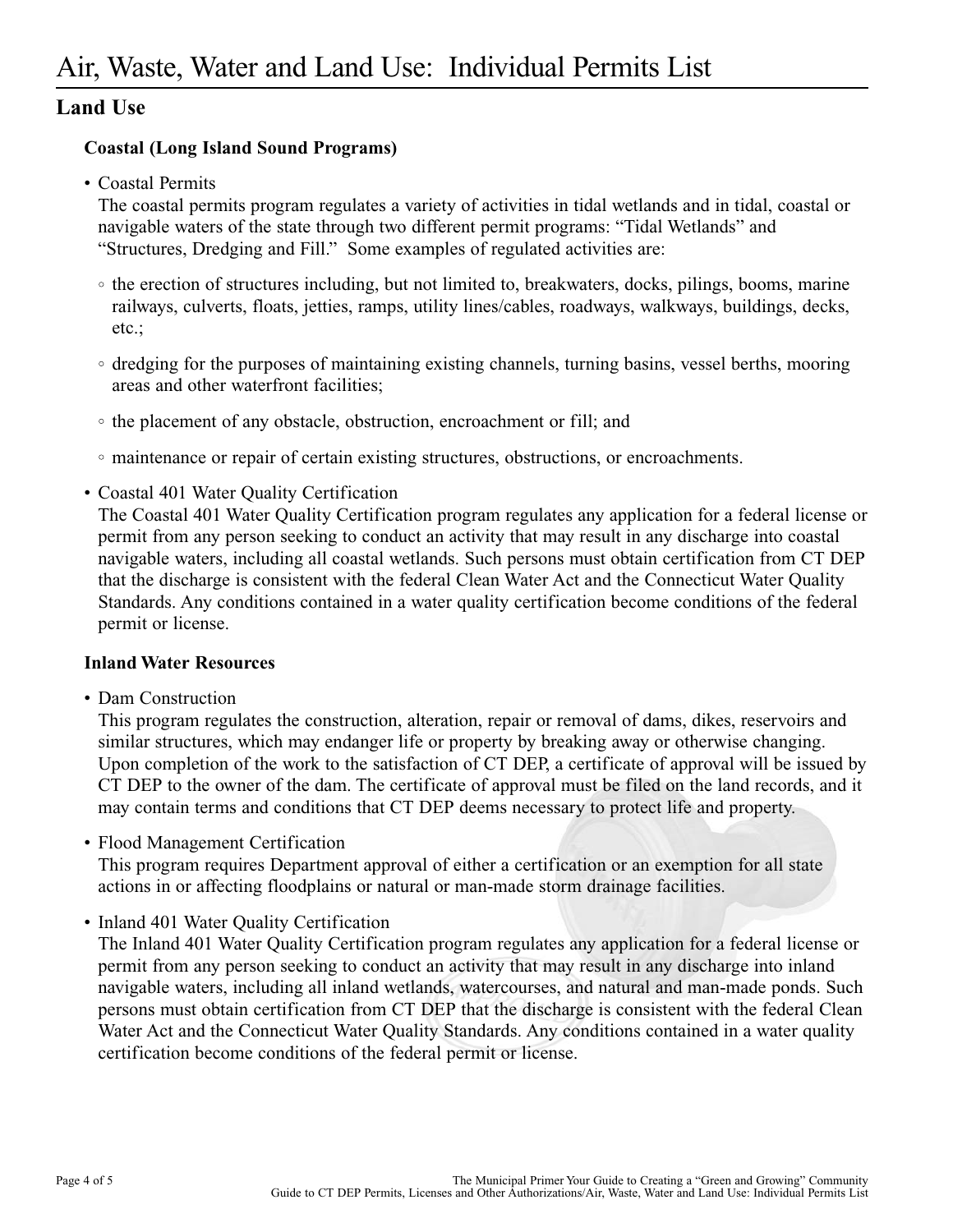# Air, Waste, Water and Land Use: Individual Permits List

## Land Use

### Coastal (Long Island Sound Programs)

- Coastal Permits
  The coastal permits program regulates a variety of activities in tidal wetlands and in tidal, coastal or navigable waters of the state through two different permit programs: "Tidal Wetlands" and "Structures, Dredging and Fill." Some examples of regulated activities are:
  - the erection of structures including, but not limited to, breakwaters, docks, pilings, booms, marine railways, culverts, floats, jetties, ramps, utility lines/cables, roadways, walkways, buildings, decks, etc.;
  - dredging for the purposes of maintaining existing channels, turning basins, vessel berths, mooring areas and other waterfront facilities;
  - the placement of any obstacle, obstruction, encroachment or fill; and
  - maintenance or repair of certain existing structures, obstructions, or encroachments.
- Coastal 401 Water Quality Certification
  The Coastal 401 Water Quality Certification program regulates any application for a federal license or permit from any person seeking to conduct an activity that may result in any discharge into coastal navigable waters, including all coastal wetlands. Such persons must obtain certification from CT DEP that the discharge is consistent with the federal Clean Water Act and the Connecticut Water Quality Standards. Any conditions contained in a water quality certification become conditions of the federal permit or license.

### Inland Water Resources

- Dam Construction
  This program regulates the construction, alteration, repair or removal of dams, dikes, reservoirs and similar structures, which may endanger life or property by breaking away or otherwise changing. Upon completion of the work to the satisfaction of CT DEP, a certificate of approval will be issued by CT DEP to the owner of the dam. The certificate of approval must be filed on the land records, and it may contain terms and conditions that CT DEP deems necessary to protect life and property.
- Flood Management Certification
  This program requires Department approval of either a certification or an exemption for all state actions in or affecting floodplains or natural or man-made storm drainage facilities.
- Inland 401 Water Quality Certification
  The Inland 401 Water Quality Certification program regulates any application for a federal license or permit from any person seeking to conduct an activity that may result in any discharge into inland navigable waters, including all inland wetlands, watercourses, and natural and man-made ponds. Such persons must obtain certification from CT DEP that the discharge is consistent with the federal Clean Water Act and the Connecticut Water Quality Standards. Any conditions contained in a water quality certification become conditions of the federal permit or license.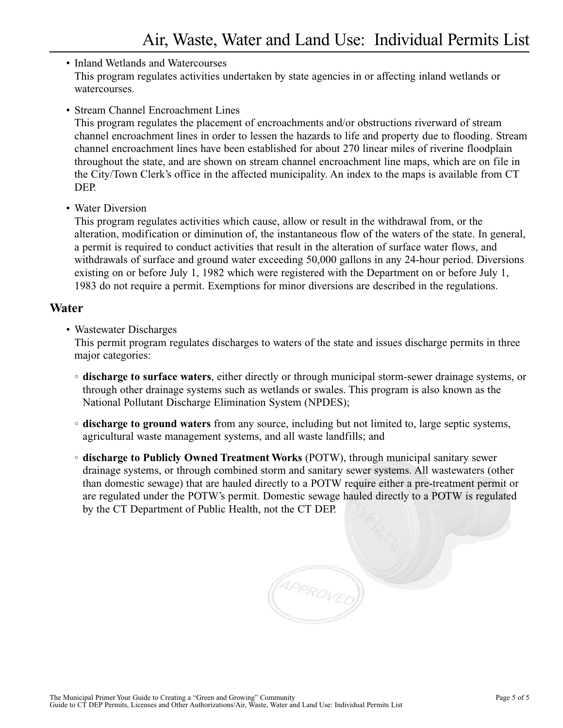- Inland Wetlands and Watercourses
  This program regulates activities undertaken by state agencies in or affecting inland wetlands or watercourses.

- Stream Channel Encroachment Lines
  This program regulates the placement of encroachments and/or obstructions riverward of stream channel encroachment lines in order to lessen the hazards to life and property due to flooding. Stream channel encroachment lines have been established for about 270 linear miles of riverine floodplain throughout the state, and are shown on stream channel encroachment line maps, which are on file in the City/Town Clerk's office in the affected municipality. An index to the maps is available from CT DEP.

- Water Diversion
  This program regulates activities which cause, allow or result in the withdrawal from, or the alteration, modification or diminution of, the instantaneous flow of the waters of the state. In general, a permit is required to conduct activities that result in the alteration of surface water flows, and withdrawals of surface and ground water exceeding 50,000 gallons in any 24-hour period. Diversions existing on or before July 1, 1982 which were registered with the Department on or before July 1, 1983 do not require a permit. Exemptions for minor diversions are described in the regulations.

## Water

- Wastewater Discharges
  This permit program regulates discharges to waters of the state and issues discharge permits in three major categories:
  - **discharge to surface waters**, either directly or through municipal storm-sewer drainage systems, or through other drainage systems such as wetlands or swales. This program is also known as the National Pollutant Discharge Elimination System (NPDES);
  - **discharge to ground waters** from any source, including but not limited to, large septic systems, agricultural waste management systems, and all waste landfills; and
  - **discharge to Publicly Owned Treatment Works** (POTW), through municipal sanitary sewer drainage systems, or through combined storm and sanitary sewer systems. All wastewaters (other than domestic sewage) that are hauled directly to a POTW require either a pre-treatment permit or are regulated under the POTW's permit. Domestic sewage hauled directly to a POTW is regulated by the CT Department of Public Health, not the CT DEP.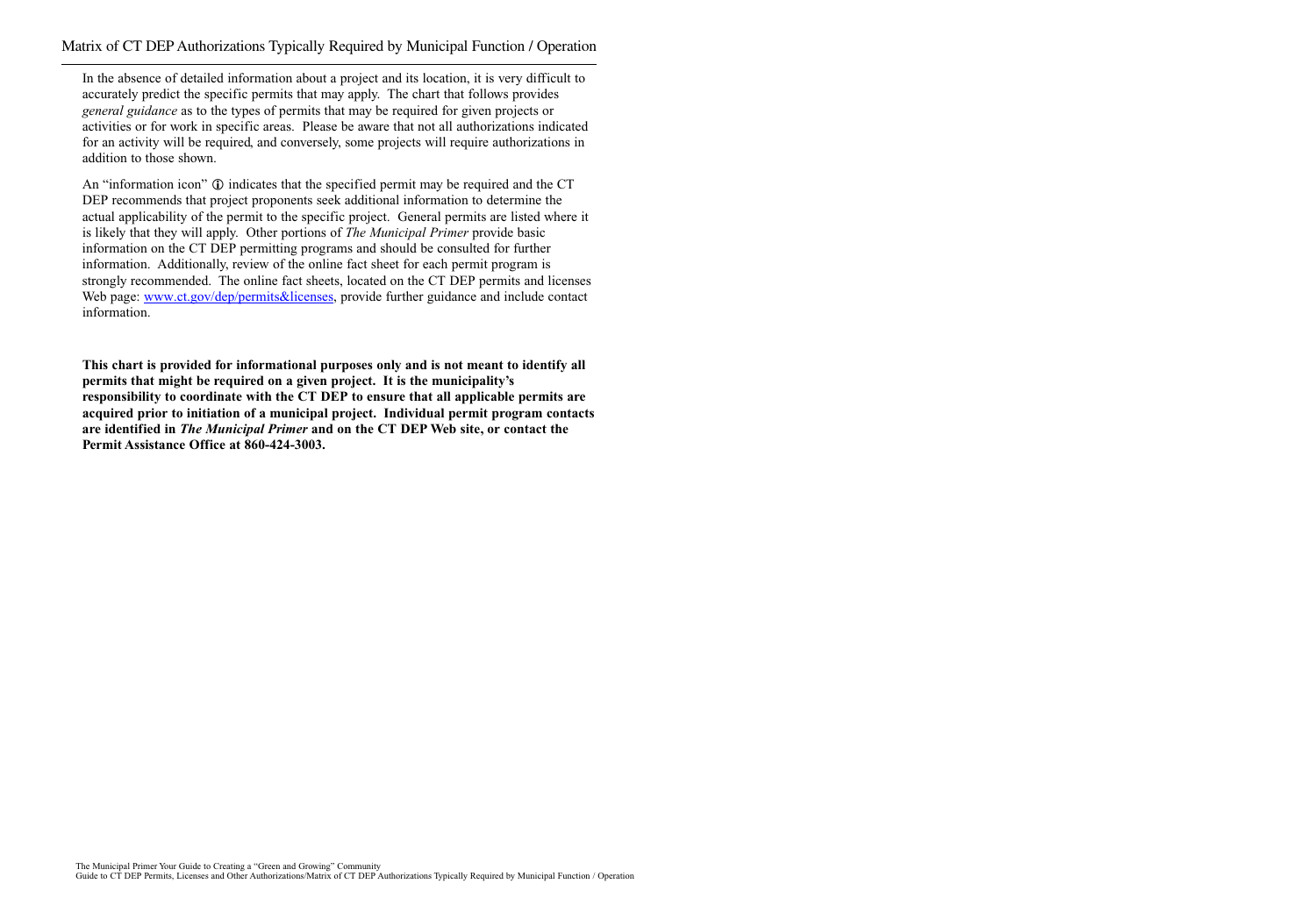# Matrix of CT DEP Authorizations Typically Required by Municipal Function / Operation

In the absence of detailed information about a project and its location, it is very difficult to accurately predict the specific permits that may apply. The chart that follows provides *general guidance* as to the types of permits that may be required for given projects or activities or for work in specific areas. Please be aware that not all authorizations indicated for an activity will be required, and conversely, some projects will require authorizations in addition to those shown.

An "information icon" ⓘ indicates that the specified permit may be required and the CT DEP recommends that project proponents seek additional information to determine the actual applicability of the permit to the specific project. General permits are listed where it is likely that they will apply. Other portions of *The Municipal Primer* provide basic information on the CT DEP permitting programs and should be consulted for further information. Additionally, review of the online fact sheet for each permit program is strongly recommended. The online fact sheets, located on the CT DEP permits and licenses Web page: www.ct.gov/dep/permits&licenses, provide further guidance and include contact information.

**This chart is provided for informational purposes only and is not meant to identify all permits that might be required on a given project. It is the municipality's responsibility to coordinate with the CT DEP to ensure that all applicable permits are acquired prior to initiation of a municipal project. Individual permit program contacts are identified in *The Municipal Primer* and on the CT DEP Web site, or contact the Permit Assistance Office at 860-424-3003.**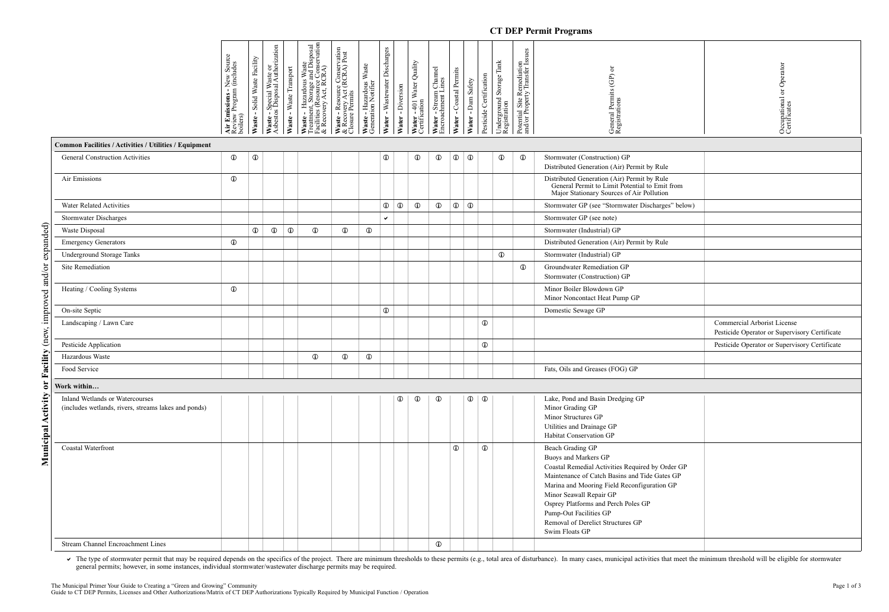## CT DEP Permit Programs

| Municipal Activity or Facility (new, improved and/or expanded) | **Air Emissions** - New Source Review Program (includes boilers) | **Waste** - Solid Waste Facility | **Waste** - Special Waste or Asbestos Disposal Authorization | **Waste** - Waste Transport | **Waste** - Hazardous Waste Treatment, Storage and Disposal Facilities (Resource Conservation & Recovery Act, RCRA) | **Waste** - Resource Conservation & Recovery Act (RCRA) Post Closure Permits | **Waste** - Hazardous Waste Generation Notifier | **Water** - Wastewater Discharges | **Water** - Diversion | **Water** - 401 Water Quality Certification | **Water** - Stream Channel Encroachment Lines | **Water** - Coastal Permits | **Water** - Dam Safety | Pesticide Certification | Underground Storage Tank Registration | Potential Site Remediation and/or Property Transfer Issues | General Permits (GP) or Registrations | Occupational or Operator Certificates |
|---|---|---|---|---|---|---|---|---|---|---|---|---|---|---|---|---|---|---|
| **Common Facilities / Activities / Utilities / Equipment** | | | | | | | | | | | | | | | | | | |
| General Construction Activities | ① | ① | | | | | | ① | | ① | ① | ① | ① | | ① | ① | Stormwater (Construction) GP<br>Distributed Generation (Air) Permit by Rule | |
| Air Emissions | ① | | | | | | | | | | | | | | | | Distributed Generation (Air) Permit by Rule<br>General Permit to Limit Potential to Emit from Major Stationary Sources of Air Pollution | |
| Water Related Activities | | | | | | | | ① | ① | ① | ① | ① | ① | | | | Stormwater GP (see "Stormwater Discharges" below) | |
| Stormwater Discharges | | | | | | | | ✔ | | | | | | | | | Stormwater GP (see note) | |
| Waste Disposal | | ① | ① | ① | ① | ① | ① | | | | | | | | | | Stormwater (Industrial) GP | |
| Emergency Generators | ① | | | | | | | | | | | | | | | | Distributed Generation (Air) Permit by Rule | |
| Underground Storage Tanks | | | | | | | | | | | | | | | ① | | Stormwater (Industrial) GP | |
| Site Remediation | | | | | | | | | | | | | | | | ① | Groundwater Remediation GP<br>Stormwater (Construction) GP | |
| Heating / Cooling Systems | ① | | | | | | | | | | | | | | | | Minor Boiler Blowdown GP<br>Minor Noncontact Heat Pump GP | |
| On-site Septic | | | | | | | | ① | | | | | | | | | Domestic Sewage GP | |
| Landscaping / Lawn Care | | | | | | | | | | | | | | ① | | | | Commercial Arborist License<br>Pesticide Operator or Supervisory Certificate |
| Pesticide Application | | | | | | | | | | | | | | ① | | | | Pesticide Operator or Supervisory Certificate |
| Hazardous Waste | | | | | ① | ① | ① | | | | | | | | | | | |
| Food Service | | | | | | | | | | | | | | | | | Fats, Oils and Greases (FOG) GP | |
| **Work within…** | | | | | | | | | | | | | | | | | | |
| Inland Wetlands or Watercourses (includes wetlands, rivers, streams lakes and ponds) | | | | | | | | | ① | ① | ① | | ① | ① | | | Lake, Pond and Basin Dredging GP<br>Minor Grading GP<br>Minor Structures GP<br>Utilities and Drainage GP<br>Habitat Conservation GP | |
| Coastal Waterfront | | | | | | | | | | | | ① | | ① | | | Beach Grading GP<br>Buoys and Markers GP<br>Coastal Remedial Activities Required by Order GP<br>Maintenance of Catch Basins and Tide Gates GP<br>Marina and Mooring Field Reconfiguration GP<br>Minor Seawall Repair GP<br>Osprey Platforms and Perch Poles GP<br>Pump-Out Facilities GP<br>Removal of Derelict Structures GP<br>Swim Floats GP | |
| Stream Channel Encroachment Lines | | | | | | | | | | | ① | | | | | | | |

✔ The type of stormwater permit that may be required depends on the specifics of the project. There are minimum thresholds to these permits (e.g., total area of disturbance). In many cases, municipal activities that meet the minimum threshold will be eligible for stormwater general permits; however, in some instances, individual stormwater/wastewater discharge permits may be required.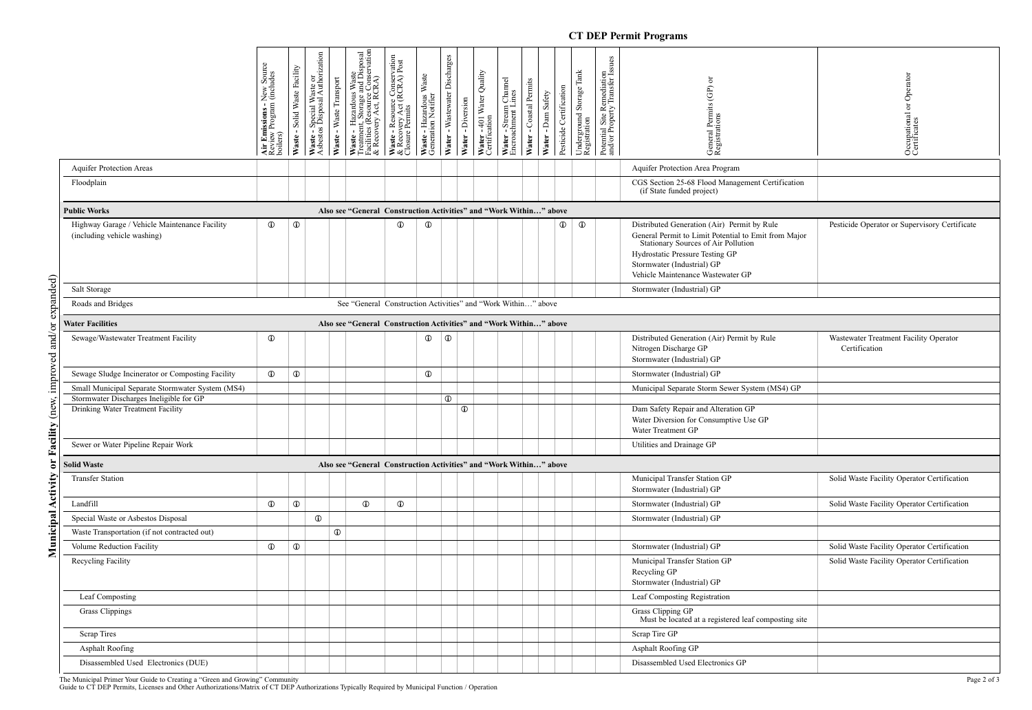## CT DEP Permit Programs

| Municipal Activity or Facility (new, improved and/or expanded) | **Air Emissions** - New Source Review Program (includes boilers) | **Waste** - Solid Waste Facility | **Waste** - Special Waste or Asbestos Disposal Authorization | **Waste** - Waste Transport | **Waste** - Hazardous Waste Treatment, Storage and Disposal Facilities (Resource Conservation & Recovery Act, RCRA) | **Waste** - Resource Conservation & Recovery Act (RCRA) Post Closure Permits | **Waste** - Hazardous Waste Generation Notifier | **Water** - Wastewater Discharges | **Water** - Diversion | **Water** - 401 Water Quality Certification | **Water** - Stream Channel Encroachment Lines | **Water** - Coastal Permits | **Water** - Dam Safety | Pesticide Certification | Underground Storage Tank Registration | Potential Site Remediation and/or Property Transfer Issues | General Permits (GP) or Registrations | Occupational or Operator Certificates |
|---|---|---|---|---|---|---|---|---|---|---|---|---|---|---|---|---|---|---|
| Aquifer Protection Areas | | | | | | | | | | | | | | | | | Aquifer Protection Area Program | |
| Floodplain | | | | | | | | | | | | | | | | | CGS Section 25-68 Flood Management Certification (if State funded project) | |
| **Public Works** | Also see "General Construction Activities" and "Work Within…" above | | | | | | | | | | | | | | | | | |
| Highway Garage / Vehicle Maintenance Facility (including vehicle washing) | ① | ① | | | | ① | ① | | | | | | | ① | ① | | Distributed Generation (Air) Permit by Rule; General Permit to Limit Potential to Emit from Major Stationary Sources of Air Pollution; Hydrostatic Pressure Testing GP; Stormwater (Industrial) GP; Vehicle Maintenance Wastewater GP | Pesticide Operator or Supervisory Certificate |
| Salt Storage | | | | | | | | | | | | | | | | | Stormwater (Industrial) GP | |
| Roads and Bridges | See "General Construction Activities" and "Work Within…" above | | | | | | | | | | | | | | | | | |
| **Water Facilities** | Also see "General Construction Activities" and "Work Within…" above | | | | | | | | | | | | | | | | | |
| Sewage/Wastewater Treatment Facility | ① | | | | | | ① | ① | | | | | | | | | Distributed Generation (Air) Permit by Rule; Nitrogen Discharge GP; Stormwater (Industrial) GP | Wastewater Treatment Facility Operator Certification |
| Sewage Sludge Incinerator or Composting Facility | ① | ① | | | | | ① | | | | | | | | | | Stormwater (Industrial) GP | |
| Small Municipal Separate Stormwater System (MS4) | | | | | | | | | | | | | | | | | Municipal Separate Storm Sewer System (MS4) GP | |
| Stormwater Discharges Ineligible for GP | | | | | | | | ① | | | | | | | | | | |
| Drinking Water Treatment Facility | | | | | | | | | ① | | | | | | | | Dam Safety Repair and Alteration GP; Water Diversion for Consumptive Use GP; Water Treatment GP | |
| Sewer or Water Pipeline Repair Work | | | | | | | | | | | | | | | | | Utilities and Drainage GP | |
| **Solid Waste** | Also see "General Construction Activities" and "Work Within…" above | | | | | | | | | | | | | | | | | |
| Transfer Station | | | | | | | | | | | | | | | | | Municipal Transfer Station GP; Stormwater (Industrial) GP | Solid Waste Facility Operator Certification |
| Landfill | ① | ① | | | ① | ① | | | | | | | | | | | Stormwater (Industrial) GP | Solid Waste Facility Operator Certification |
| Special Waste or Asbestos Disposal | | | ① | | | | | | | | | | | | | | Stormwater (Industrial) GP | |
| Waste Transportation (if not contracted out) | | | | ① | | | | | | | | | | | | | | |
| Volume Reduction Facility | ① | ① | | | | | | | | | | | | | | | Stormwater (Industrial) GP | Solid Waste Facility Operator Certification |
| Recycling Facility | | | | | | | | | | | | | | | | | Municipal Transfer Station GP; Recycling GP; Stormwater (Industrial) GP | Solid Waste Facility Operator Certification |
| Leaf Composting | | | | | | | | | | | | | | | | | Leaf Composting Registration | |
| Grass Clippings | | | | | | | | | | | | | | | | | Grass Clipping GP — Must be located at a registered leaf composting site | |
| Scrap Tires | | | | | | | | | | | | | | | | | Scrap Tire GP | |
| Asphalt Roofing | | | | | | | | | | | | | | | | | Asphalt Roofing GP | |
| Disassembled Used Electronics (DUE) | | | | | | | | | | | | | | | | | Disassembled Used Electronics GP | |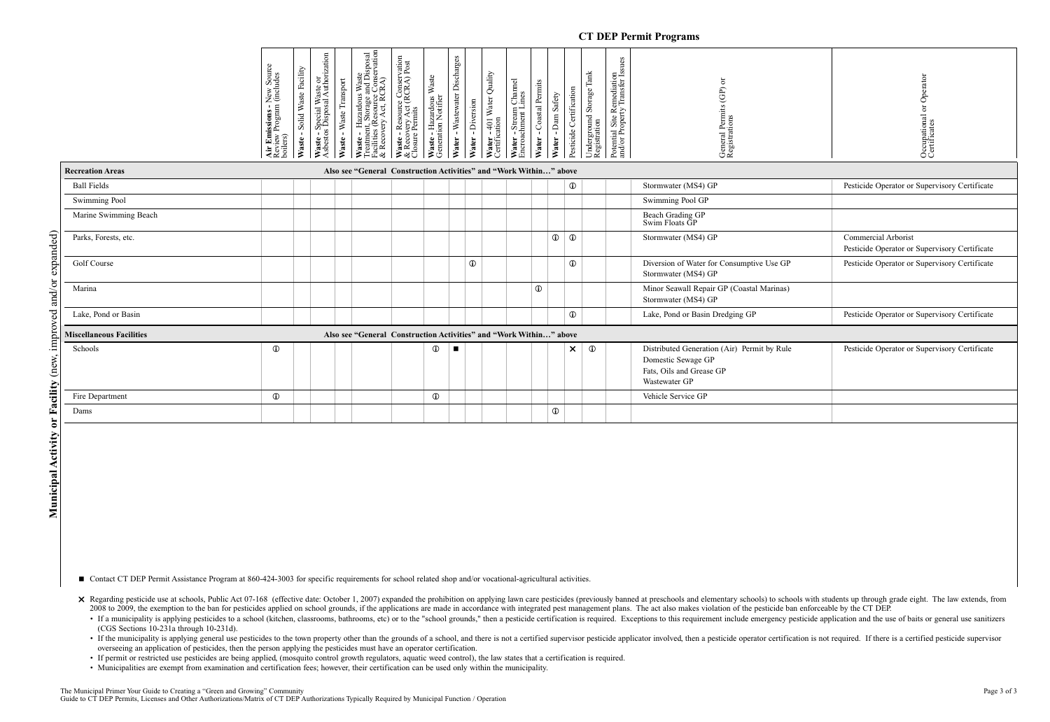## CT DEP Permit Programs

**Municipal Activity or Facility** (new, improved and/or expanded)

| Municipal Activity or Facility | **Air Emissions** - New Source Review Program (includes boilers) | **Waste** - Solid Waste Facility | **Waste** - Special Waste or Asbestos Disposal Authorization | **Waste** - Waste Transport | **Waste** - Hazardous Waste Treatment, Storage and Disposal Facilities (Resource Conservation & Recovery Act, RCRA) | **Waste** - Resource Conservation & Recovery Act (RCRA) Post Closure Permits | **Waste** - Hazardous Waste Generation Notifier | **Water** - Wastewater Discharges | **Water** - Diversion | **Water** - 401 Water Quality Certification | **Water** - Stream Channel Encroachment Lines | **Water** - Coastal Permits | **Water** - Dam Safety | Pesticide Certification | Underground Storage Tank Registration | Potential Site Remediation and/or Property Transfer Issues | General Permits (GP) or Registrations | Occupational or Operator Certificates |
|---|---|---|---|---|---|---|---|---|---|---|---|---|---|---|---|---|---|---|
| **Recreation Areas** | Also see "General Construction Activities" and "Work Within…" above | | | | | | | | | | | | | | | | | |
| Ball Fields | | | | | | | | | | | | | | ① | | | Stormwater (MS4) GP | Pesticide Operator or Supervisory Certificate |
| Swimming Pool | | | | | | | | | | | | | | | | | Swimming Pool GP | |
| Marine Swimming Beach | | | | | | | | | | | | | | | | | Beach Grading GP<br>Swim Floats GP | |
| Parks, Forests, etc. | | | | | | | | | | | | | ① | ① | | | Stormwater (MS4) GP | Commercial Arborist<br>Pesticide Operator or Supervisory Certificate |
| Golf Course | | | | | | | | | ① | | | | | ① | | | Diversion of Water for Consumptive Use GP<br>Stormwater (MS4) GP | Pesticide Operator or Supervisory Certificate |
| Marina | | | | | | | | | | | | ① | | | | | Minor Seawall Repair GP (Coastal Marinas)<br>Stormwater (MS4) GP | |
| Lake, Pond or Basin | | | | | | | | | | | | | | ① | | | Lake, Pond or Basin Dredging GP | Pesticide Operator or Supervisory Certificate |
| **Miscellaneous Facilities** | Also see "General Construction Activities" and "Work Within…" above | | | | | | | | | | | | | | | | | |
| Schools | ① | | | | | | ① | ■ | | | | | | × | ① | | Distributed Generation (Air) Permit by Rule<br>Domestic Sewage GP<br>Fats, Oils and Grease GP<br>Wastewater GP | Pesticide Operator or Supervisory Certificate |
| Fire Department | ① | | | | | | ① | | | | | | | | | | Vehicle Service GP | |
| Dams | | | | | | | | | | | | | ① | | | | | |

■ Contact CT DEP Permit Assistance Program at 860-424-3003 for specific requirements for school related shop and/or vocational-agricultural activities.

× Regarding pesticide use at schools, Public Act 07-168 (effective date: October 1, 2007) expanded the prohibition on applying lawn care pesticides (previously banned at preschools and elementary schools) to schools with students up through grade eight. The law extends, from 2008 to 2009, the exemption to the ban for pesticides applied on school grounds, if the applications are made in accordance with integrated pest management plans. The act also makes violation of the pesticide ban enforceable by the CT DEP.

- If a municipality is applying pesticides to a school (kitchen, classrooms, bathrooms, etc) or to the "school grounds," then a pesticide certification is required. Exceptions to this requirement include emergency pesticide application and the use of baits or general use sanitizers (CGS Sections 10-231a through 10-231d).
- If the municipality is applying general use pesticides to the town property other than the grounds of a school, and there is not a certified supervisor pesticide applicator involved, then a pesticide operator certification is not required. If there is a certified pesticide supervisor overseeing an application of pesticides, then the person applying the pesticides must have an operator certification.
- If permit or restricted use pesticides are being applied, (mosquito control growth regulators, aquatic weed control), the law states that a certification is required.
- Municipalities are exempt from examination and certification fees; however, their certification can be used only within the municipality.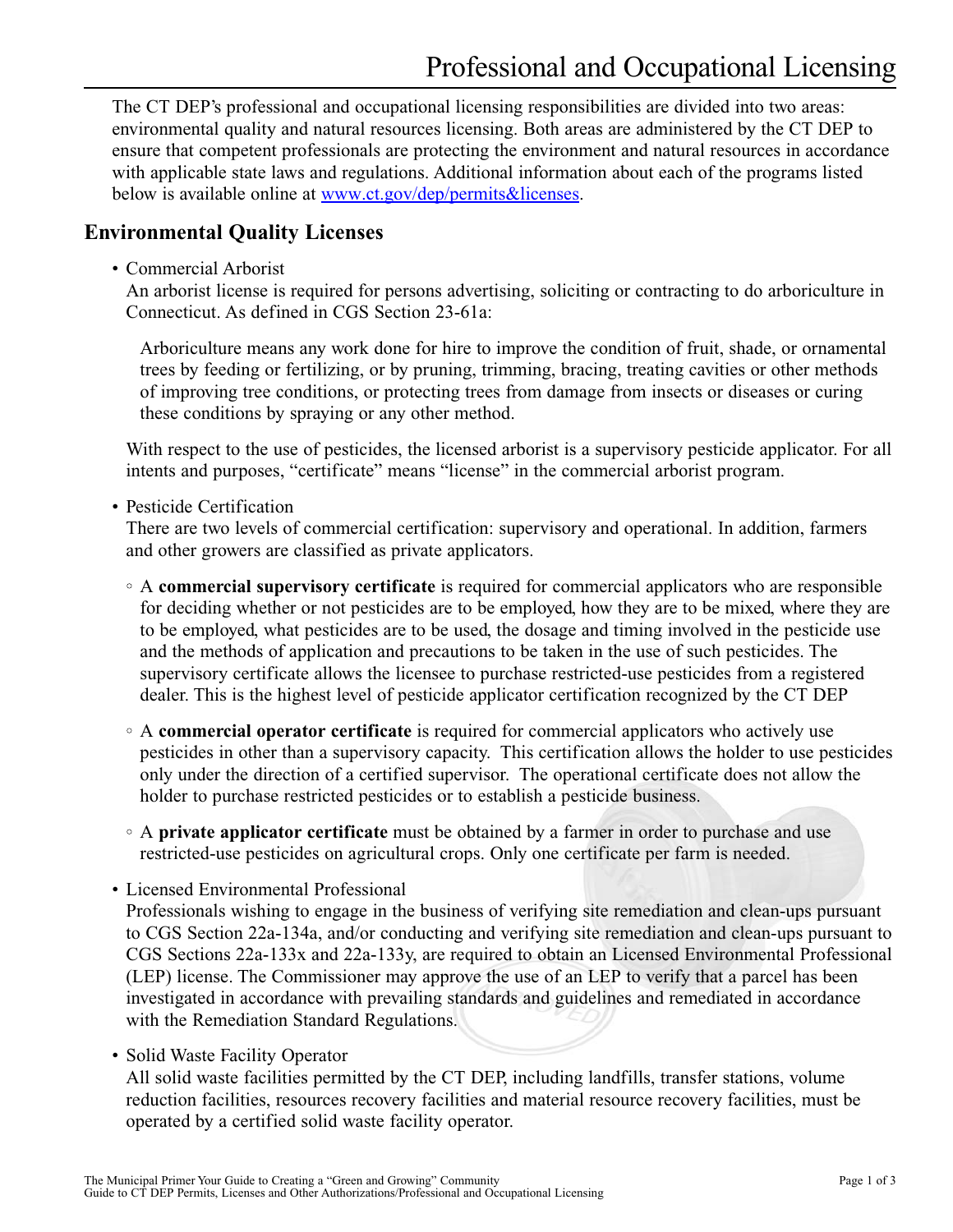# Professional and Occupational Licensing

The CT DEP's professional and occupational licensing responsibilities are divided into two areas: environmental quality and natural resources licensing. Both areas are administered by the CT DEP to ensure that competent professionals are protecting the environment and natural resources in accordance with applicable state laws and regulations. Additional information about each of the programs listed below is available online at www.ct.gov/dep/permits&licenses.

## Environmental Quality Licenses

- Commercial Arborist
  An arborist license is required for persons advertising, soliciting or contracting to do arboriculture in Connecticut. As defined in CGS Section 23-61a:

  > Arboriculture means any work done for hire to improve the condition of fruit, shade, or ornamental trees by feeding or fertilizing, or by pruning, trimming, bracing, treating cavities or other methods of improving tree conditions, or protecting trees from damage from insects or diseases or curing these conditions by spraying or any other method.

  With respect to the use of pesticides, the licensed arborist is a supervisory pesticide applicator. For all intents and purposes, "certificate" means "license" in the commercial arborist program.

- Pesticide Certification
  There are two levels of commercial certification: supervisory and operational. In addition, farmers and other growers are classified as private applicators.

  - A **commercial supervisory certificate** is required for commercial applicators who are responsible for deciding whether or not pesticides are to be employed, how they are to be mixed, where they are to be employed, what pesticides are to be used, the dosage and timing involved in the pesticide use and the methods of application and precautions to be taken in the use of such pesticides. The supervisory certificate allows the licensee to purchase restricted-use pesticides from a registered dealer. This is the highest level of pesticide applicator certification recognized by the CT DEP

  - A **commercial operator certificate** is required for commercial applicators who actively use pesticides in other than a supervisory capacity. This certification allows the holder to use pesticides only under the direction of a certified supervisor. The operational certificate does not allow the holder to purchase restricted pesticides or to establish a pesticide business.

  - A **private applicator certificate** must be obtained by a farmer in order to purchase and use restricted-use pesticides on agricultural crops. Only one certificate per farm is needed.

- Licensed Environmental Professional
  Professionals wishing to engage in the business of verifying site remediation and clean-ups pursuant to CGS Section 22a-134a, and/or conducting and verifying site remediation and clean-ups pursuant to CGS Sections 22a-133x and 22a-133y, are required to obtain an Licensed Environmental Professional (LEP) license. The Commissioner may approve the use of an LEP to verify that a parcel has been investigated in accordance with prevailing standards and guidelines and remediated in accordance with the Remediation Standard Regulations.

- Solid Waste Facility Operator
  All solid waste facilities permitted by the CT DEP, including landfills, transfer stations, volume reduction facilities, resources recovery facilities and material resource recovery facilities, must be operated by a certified solid waste facility operator.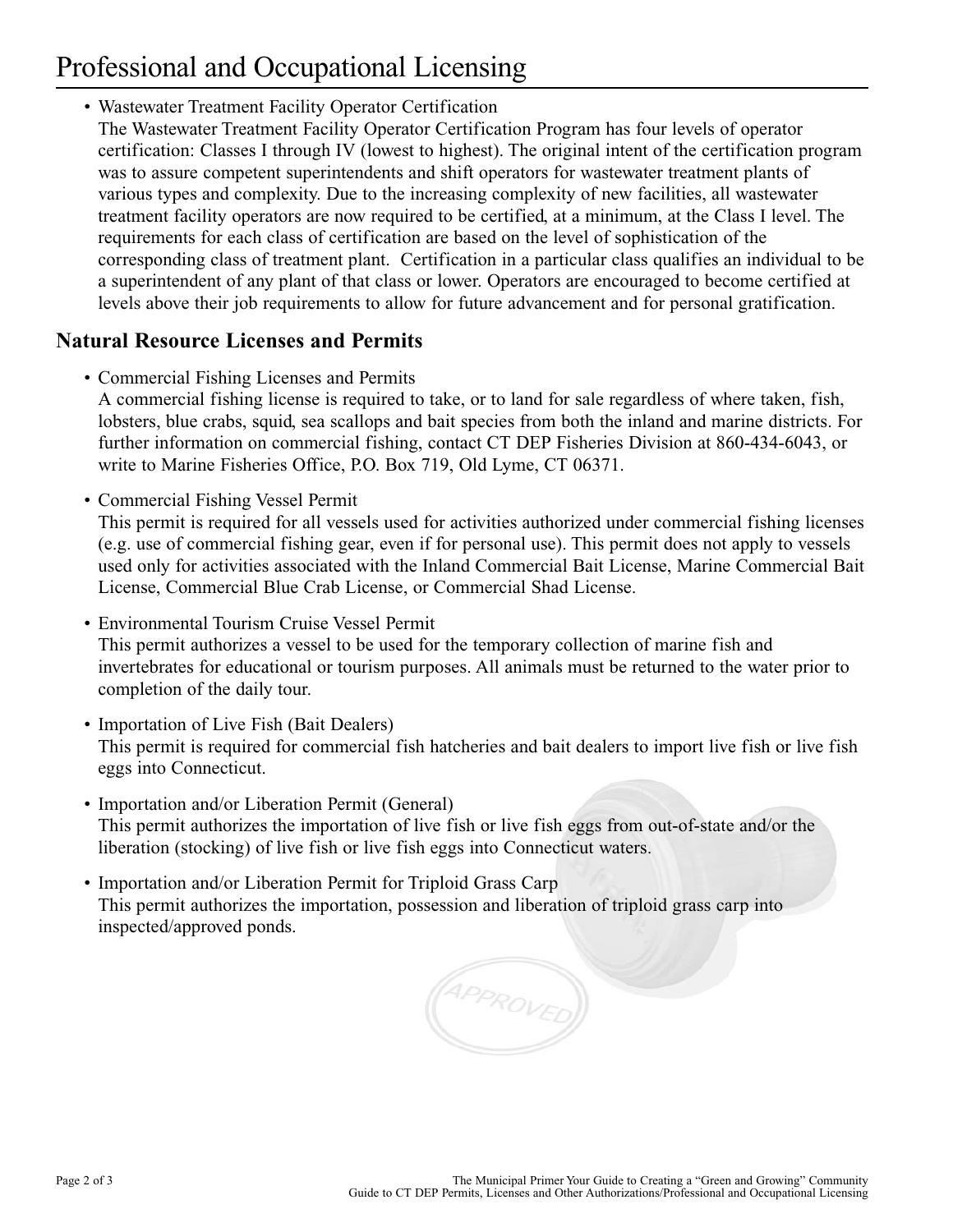# Professional and Occupational Licensing

- Wastewater Treatment Facility Operator Certification
  The Wastewater Treatment Facility Operator Certification Program has four levels of operator certification: Classes I through IV (lowest to highest). The original intent of the certification program was to assure competent superintendents and shift operators for wastewater treatment plants of various types and complexity. Due to the increasing complexity of new facilities, all wastewater treatment facility operators are now required to be certified, at a minimum, at the Class I level. The requirements for each class of certification are based on the level of sophistication of the corresponding class of treatment plant. Certification in a particular class qualifies an individual to be a superintendent of any plant of that class or lower. Operators are encouraged to become certified at levels above their job requirements to allow for future advancement and for personal gratification.

## Natural Resource Licenses and Permits

- Commercial Fishing Licenses and Permits
  A commercial fishing license is required to take, or to land for sale regardless of where taken, fish, lobsters, blue crabs, squid, sea scallops and bait species from both the inland and marine districts. For further information on commercial fishing, contact CT DEP Fisheries Division at 860-434-6043, or write to Marine Fisheries Office, P.O. Box 719, Old Lyme, CT 06371.

- Commercial Fishing Vessel Permit
  This permit is required for all vessels used for activities authorized under commercial fishing licenses (e.g. use of commercial fishing gear, even if for personal use). This permit does not apply to vessels used only for activities associated with the Inland Commercial Bait License, Marine Commercial Bait License, Commercial Blue Crab License, or Commercial Shad License.

- Environmental Tourism Cruise Vessel Permit
  This permit authorizes a vessel to be used for the temporary collection of marine fish and invertebrates for educational or tourism purposes. All animals must be returned to the water prior to completion of the daily tour.

- Importation of Live Fish (Bait Dealers)
  This permit is required for commercial fish hatcheries and bait dealers to import live fish or live fish eggs into Connecticut.

- Importation and/or Liberation Permit (General)
  This permit authorizes the importation of live fish or live fish eggs from out-of-state and/or the liberation (stocking) of live fish or live fish eggs into Connecticut waters.

- Importation and/or Liberation Permit for Triploid Grass Carp
  This permit authorizes the importation, possession and liberation of triploid grass carp into inspected/approved ponds.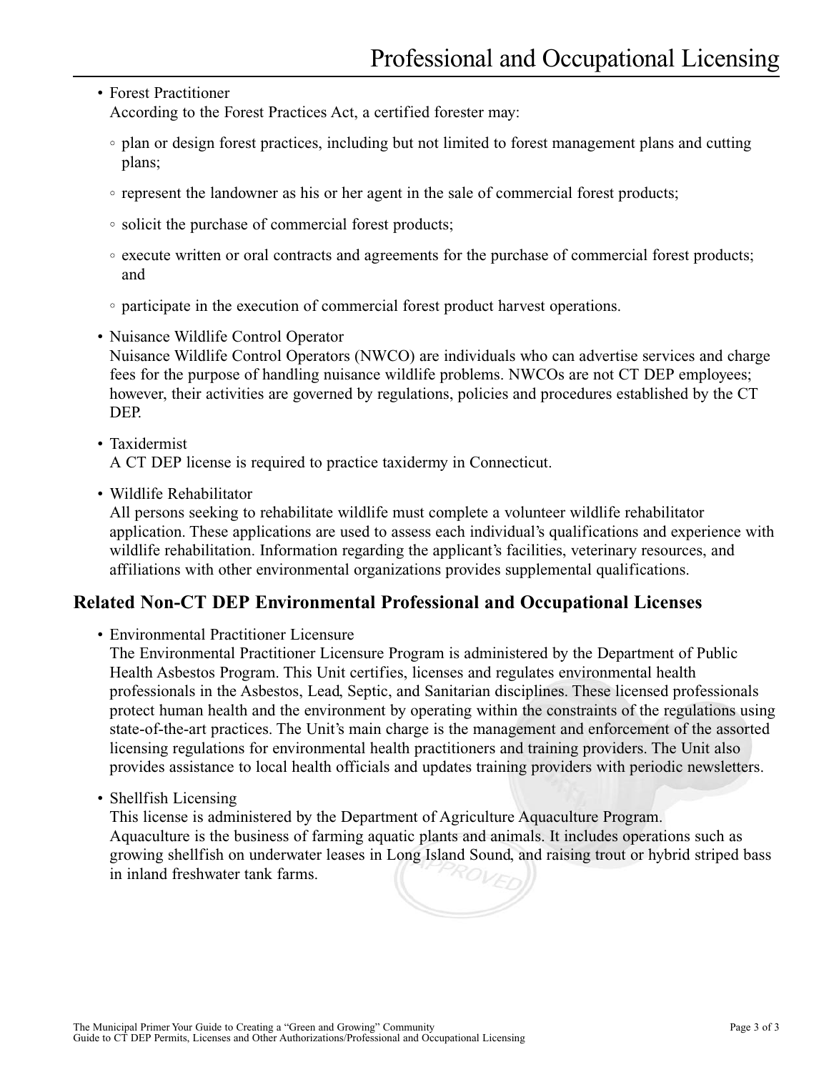- Forest Practitioner
  According to the Forest Practices Act, a certified forester may:
  - plan or design forest practices, including but not limited to forest management plans and cutting plans;
  - represent the landowner as his or her agent in the sale of commercial forest products;
  - solicit the purchase of commercial forest products;
  - execute written or oral contracts and agreements for the purchase of commercial forest products; and
  - participate in the execution of commercial forest product harvest operations.
- Nuisance Wildlife Control Operator
  Nuisance Wildlife Control Operators (NWCO) are individuals who can advertise services and charge fees for the purpose of handling nuisance wildlife problems. NWCOs are not CT DEP employees; however, their activities are governed by regulations, policies and procedures established by the CT DEP.
- Taxidermist
  A CT DEP license is required to practice taxidermy in Connecticut.
- Wildlife Rehabilitator
  All persons seeking to rehabilitate wildlife must complete a volunteer wildlife rehabilitator application. These applications are used to assess each individual's qualifications and experience with wildlife rehabilitation. Information regarding the applicant's facilities, veterinary resources, and affiliations with other environmental organizations provides supplemental qualifications.

## Related Non-CT DEP Environmental Professional and Occupational Licenses

- Environmental Practitioner Licensure
  The Environmental Practitioner Licensure Program is administered by the Department of Public Health Asbestos Program. This Unit certifies, licenses and regulates environmental health professionals in the Asbestos, Lead, Septic, and Sanitarian disciplines. These licensed professionals protect human health and the environment by operating within the constraints of the regulations using state-of-the-art practices. The Unit's main charge is the management and enforcement of the assorted licensing regulations for environmental health practitioners and training providers. The Unit also provides assistance to local health officials and updates training providers with periodic newsletters.
- Shellfish Licensing
  This license is administered by the Department of Agriculture Aquaculture Program.
  Aquaculture is the business of farming aquatic plants and animals. It includes operations such as growing shellfish on underwater leases in Long Island Sound, and raising trout or hybrid striped bass in inland freshwater tank farms.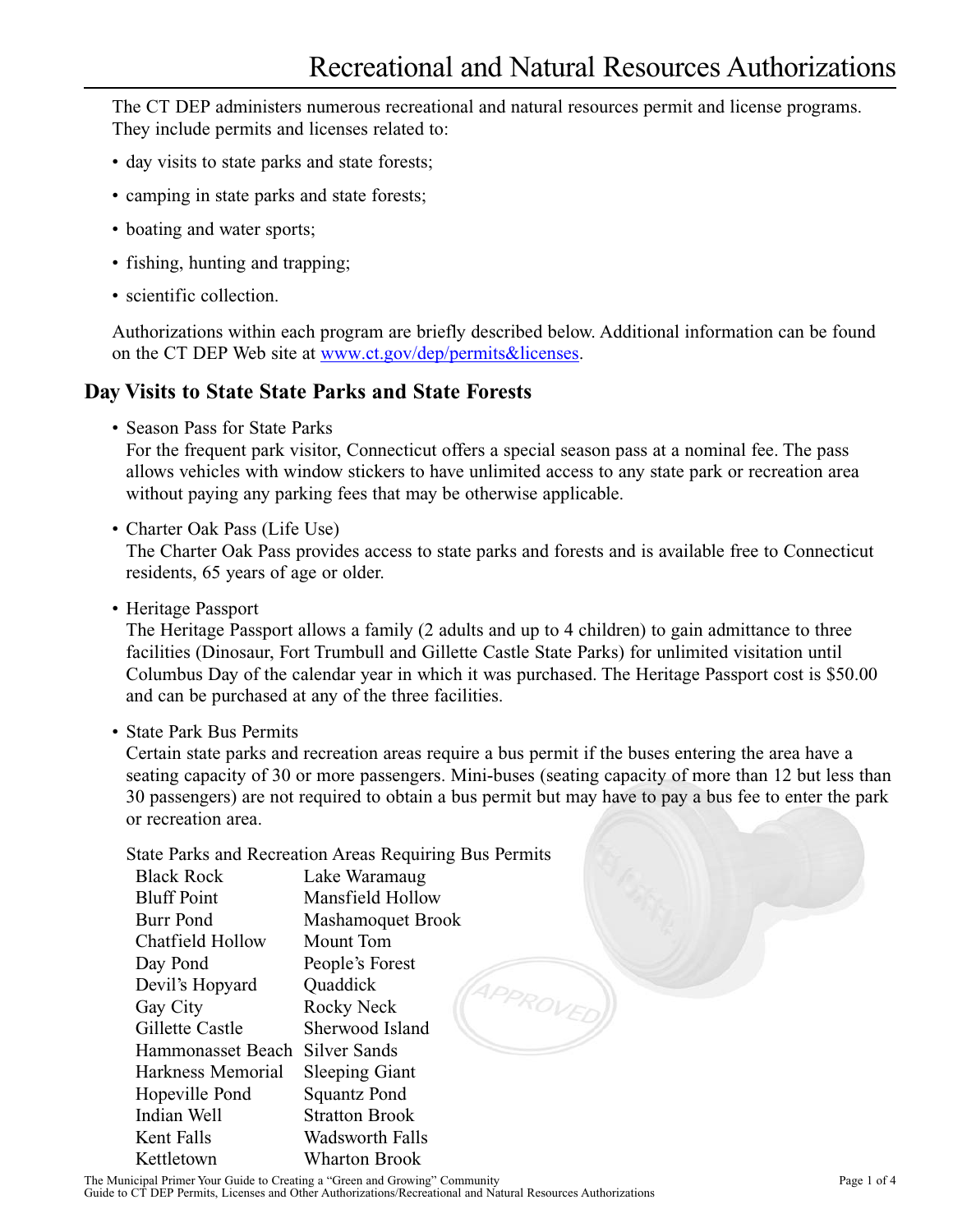# Recreational and Natural Resources Authorizations

The CT DEP administers numerous recreational and natural resources permit and license programs. They include permits and licenses related to:

- day visits to state parks and state forests;
- camping in state parks and state forests;
- boating and water sports;
- fishing, hunting and trapping;
- scientific collection.

Authorizations within each program are briefly described below. Additional information can be found on the CT DEP Web site at www.ct.gov/dep/permits&licenses.

## Day Visits to State State Parks and State Forests

- Season Pass for State Parks
  For the frequent park visitor, Connecticut offers a special season pass at a nominal fee. The pass allows vehicles with window stickers to have unlimited access to any state park or recreation area without paying any parking fees that may be otherwise applicable.

- Charter Oak Pass (Life Use)
  The Charter Oak Pass provides access to state parks and forests and is available free to Connecticut residents, 65 years of age or older.

- Heritage Passport
  The Heritage Passport allows a family (2 adults and up to 4 children) to gain admittance to three facilities (Dinosaur, Fort Trumbull and Gillette Castle State Parks) for unlimited visitation until Columbus Day of the calendar year in which it was purchased. The Heritage Passport cost is $50.00 and can be purchased at any of the three facilities.

- State Park Bus Permits
  Certain state parks and recreation areas require a bus permit if the buses entering the area have a seating capacity of 30 or more passengers. Mini-buses (seating capacity of more than 12 but less than 30 passengers) are not required to obtain a bus permit but may have to pay a bus fee to enter the park or recreation area.

  State Parks and Recreation Areas Requiring Bus Permits

| | |
|---|---|
| Black Rock | Lake Waramaug |
| Bluff Point | Mansfield Hollow |
| Burr Pond | Mashamoquet Brook |
| Chatfield Hollow | Mount Tom |
| Day Pond | People's Forest |
| Devil's Hopyard | Quaddick |
| Gay City | Rocky Neck |
| Gillette Castle | Sherwood Island |
| Hammonasset Beach | Silver Sands |
| Harkness Memorial | Sleeping Giant |
| Hopeville Pond | Squantz Pond |
| Indian Well | Stratton Brook |
| Kent Falls | Wadsworth Falls |
| Kettletown | Wharton Brook |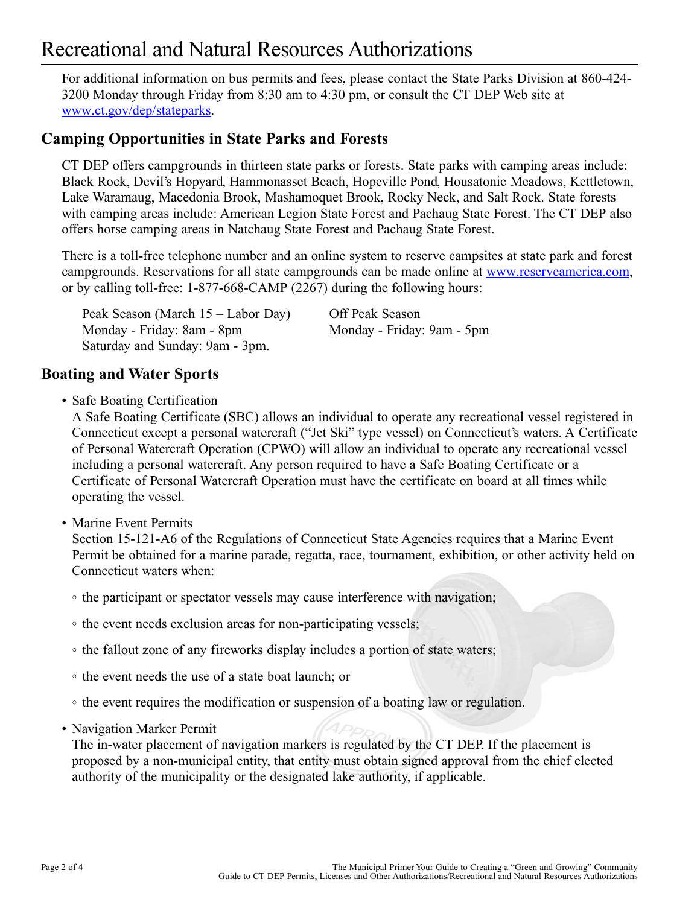# Recreational and Natural Resources Authorizations

For additional information on bus permits and fees, please contact the State Parks Division at 860-424-3200 Monday through Friday from 8:30 am to 4:30 pm, or consult the CT DEP Web site at www.ct.gov/dep/stateparks.

## Camping Opportunities in State Parks and Forests

CT DEP offers campgrounds in thirteen state parks or forests. State parks with camping areas include: Black Rock, Devil's Hopyard, Hammonasset Beach, Hopeville Pond, Housatonic Meadows, Kettletown, Lake Waramaug, Macedonia Brook, Mashamoquet Brook, Rocky Neck, and Salt Rock. State forests with camping areas include: American Legion State Forest and Pachaug State Forest. The CT DEP also offers horse camping areas in Natchaug State Forest and Pachaug State Forest.

There is a toll-free telephone number and an online system to reserve campsites at state park and forest campgrounds. Reservations for all state campgrounds can be made online at www.reserveamerica.com, or by calling toll-free: 1-877-668-CAMP (2267) during the following hours:

Peak Season (March 15 – Labor Day)
Monday - Friday: 8am - 8pm
Saturday and Sunday: 9am - 3pm.

Off Peak Season
Monday - Friday: 9am - 5pm

## Boating and Water Sports

- Safe Boating Certification
  A Safe Boating Certificate (SBC) allows an individual to operate any recreational vessel registered in Connecticut except a personal watercraft ("Jet Ski" type vessel) on Connecticut's waters. A Certificate of Personal Watercraft Operation (CPWO) will allow an individual to operate any recreational vessel including a personal watercraft. Any person required to have a Safe Boating Certificate or a Certificate of Personal Watercraft Operation must have the certificate on board at all times while operating the vessel.

- Marine Event Permits
  Section 15-121-A6 of the Regulations of Connecticut State Agencies requires that a Marine Event Permit be obtained for a marine parade, regatta, race, tournament, exhibition, or other activity held on Connecticut waters when:
  - the participant or spectator vessels may cause interference with navigation;
  - the event needs exclusion areas for non-participating vessels;
  - the fallout zone of any fireworks display includes a portion of state waters;
  - the event needs the use of a state boat launch; or
  - the event requires the modification or suspension of a boating law or regulation.

- Navigation Marker Permit
  The in-water placement of navigation markers is regulated by the CT DEP. If the placement is proposed by a non-municipal entity, that entity must obtain signed approval from the chief elected authority of the municipality or the designated lake authority, if applicable.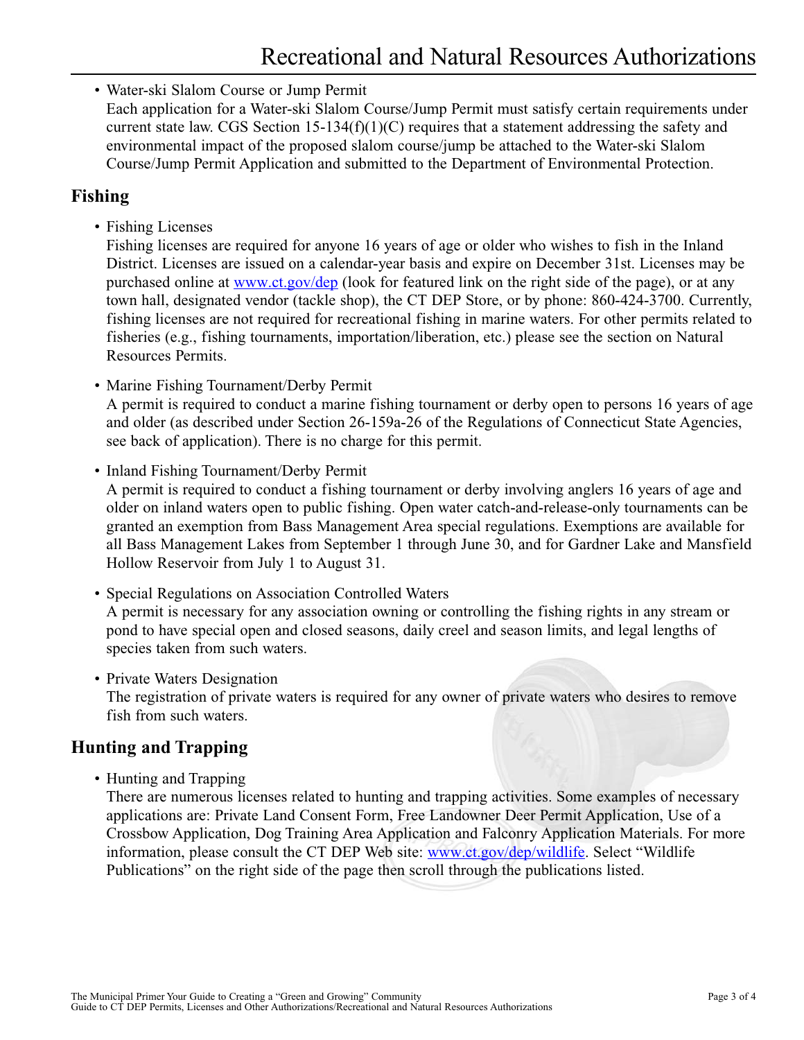- Water-ski Slalom Course or Jump Permit
  Each application for a Water-ski Slalom Course/Jump Permit must satisfy certain requirements under current state law. CGS Section 15-134(f)(1)(C) requires that a statement addressing the safety and environmental impact of the proposed slalom course/jump be attached to the Water-ski Slalom Course/Jump Permit Application and submitted to the Department of Environmental Protection.

## Fishing

- Fishing Licenses
  Fishing licenses are required for anyone 16 years of age or older who wishes to fish in the Inland District. Licenses are issued on a calendar-year basis and expire on December 31st. Licenses may be purchased online at [www.ct.gov/dep](www.ct.gov/dep) (look for featured link on the right side of the page), or at any town hall, designated vendor (tackle shop), the CT DEP Store, or by phone: 860-424-3700. Currently, fishing licenses are not required for recreational fishing in marine waters. For other permits related to fisheries (e.g., fishing tournaments, importation/liberation, etc.) please see the section on Natural Resources Permits.

- Marine Fishing Tournament/Derby Permit
  A permit is required to conduct a marine fishing tournament or derby open to persons 16 years of age and older (as described under Section 26-159a-26 of the Regulations of Connecticut State Agencies, see back of application). There is no charge for this permit.

- Inland Fishing Tournament/Derby Permit
  A permit is required to conduct a fishing tournament or derby involving anglers 16 years of age and older on inland waters open to public fishing. Open water catch-and-release-only tournaments can be granted an exemption from Bass Management Area special regulations. Exemptions are available for all Bass Management Lakes from September 1 through June 30, and for Gardner Lake and Mansfield Hollow Reservoir from July 1 to August 31.

- Special Regulations on Association Controlled Waters
  A permit is necessary for any association owning or controlling the fishing rights in any stream or pond to have special open and closed seasons, daily creel and season limits, and legal lengths of species taken from such waters.

- Private Waters Designation
  The registration of private waters is required for any owner of private waters who desires to remove fish from such waters.

## Hunting and Trapping

- Hunting and Trapping
  There are numerous licenses related to hunting and trapping activities. Some examples of necessary applications are: Private Land Consent Form, Free Landowner Deer Permit Application, Use of a Crossbow Application, Dog Training Area Application and Falconry Application Materials. For more information, please consult the CT DEP Web site: [www.ct.gov/dep/wildlife](www.ct.gov/dep/wildlife). Select "Wildlife Publications" on the right side of the page then scroll through the publications listed.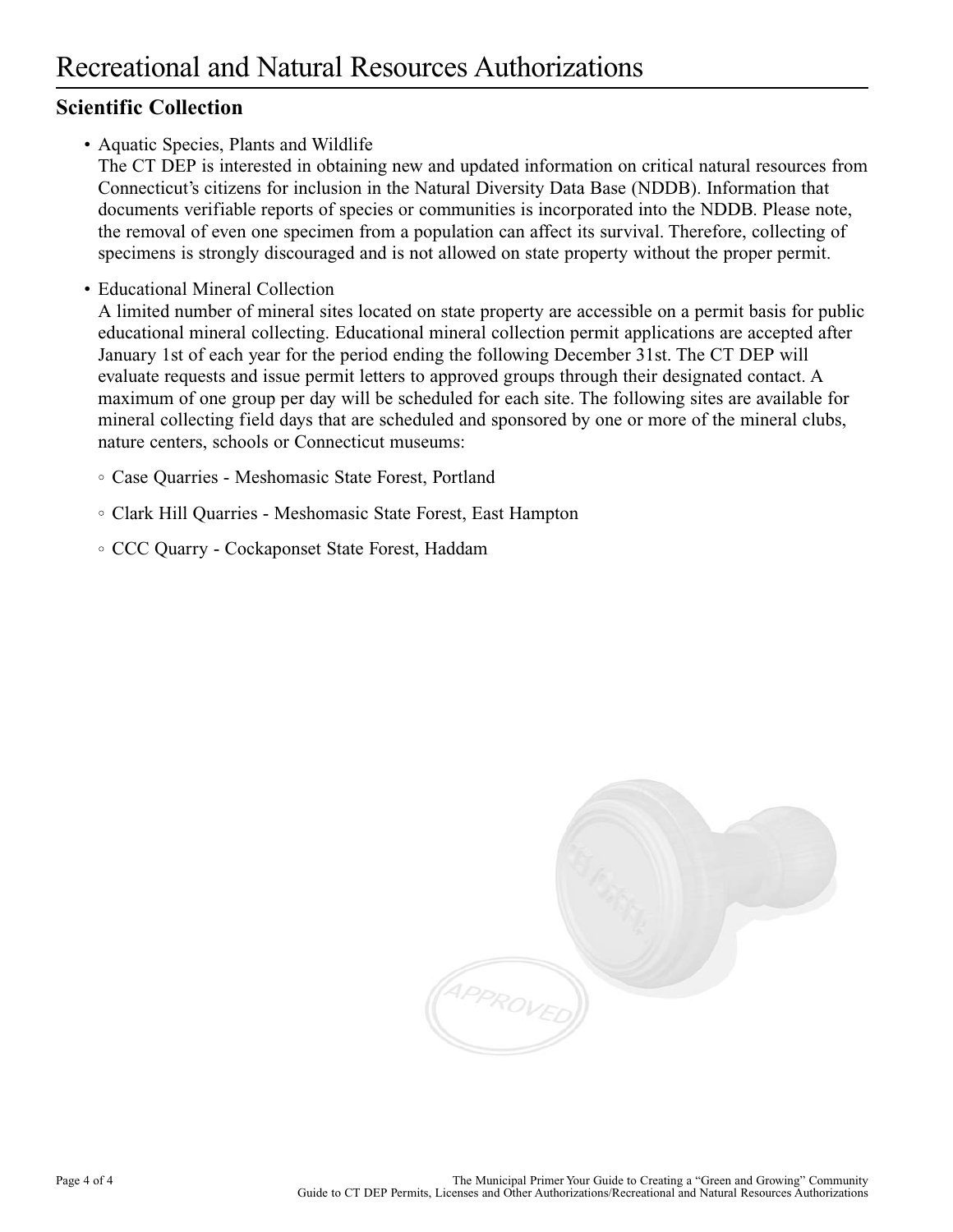# Recreational and Natural Resources Authorizations

## Scientific Collection

- Aquatic Species, Plants and Wildlife
  The CT DEP is interested in obtaining new and updated information on critical natural resources from Connecticut's citizens for inclusion in the Natural Diversity Data Base (NDDB). Information that documents verifiable reports of species or communities is incorporated into the NDDB. Please note, the removal of even one specimen from a population can affect its survival. Therefore, collecting of specimens is strongly discouraged and is not allowed on state property without the proper permit.

- Educational Mineral Collection
  A limited number of mineral sites located on state property are accessible on a permit basis for public educational mineral collecting. Educational mineral collection permit applications are accepted after January 1st of each year for the period ending the following December 31st. The CT DEP will evaluate requests and issue permit letters to approved groups through their designated contact. A maximum of one group per day will be scheduled for each site. The following sites are available for mineral collecting field days that are scheduled and sponsored by one or more of the mineral clubs, nature centers, schools or Connecticut museums:

  - Case Quarries - Meshomasic State Forest, Portland
  - Clark Hill Quarries - Meshomasic State Forest, East Hampton
  - CCC Quarry - Cockaponset State Forest, Haddam